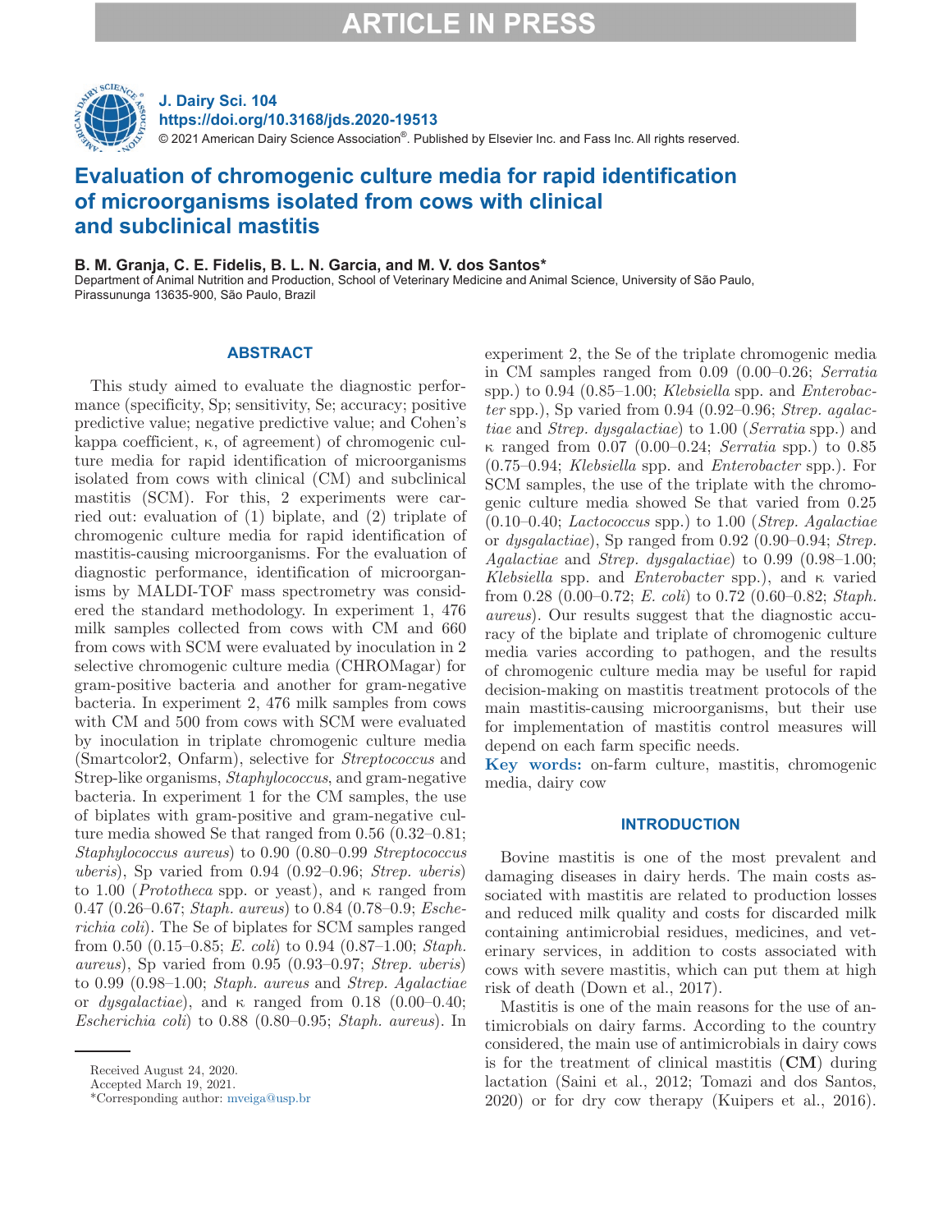ARTICLE IN PRESS

J. Dairy Sci. 104
https://doi.org/10.3168/jds.2020-19513
© 2021 American Dairy Science Association®. Published by Elsevier Inc. and Fass Inc. All rights reserved.

# Evaluation of chromogenic culture media for rapid identification of microorganisms isolated from cows with clinical and subclinical mastitis

**B. M. Granja, C. E. Fidelis, B. L. N. Garcia, and M. V. dos Santos***

Department of Animal Nutrition and Production, School of Veterinary Medicine and Animal Science, University of São Paulo, Pirassununga 13635-900, São Paulo, Brazil

## ABSTRACT

This study aimed to evaluate the diagnostic performance (specificity, Sp; sensitivity, Se; accuracy; positive predictive value; negative predictive value; and Cohen's kappa coefficient, κ, of agreement) of chromogenic culture media for rapid identification of microorganisms isolated from cows with clinical (CM) and subclinical mastitis (SCM). For this, 2 experiments were carried out: evaluation of (1) biplate, and (2) triplate of chromogenic culture media for rapid identification of mastitis-causing microorganisms. For the evaluation of diagnostic performance, identification of microorganisms by MALDI-TOF mass spectrometry was considered the standard methodology. In experiment 1, 476 milk samples collected from cows with CM and 660 from cows with SCM were evaluated by inoculation in 2 selective chromogenic culture media (CHROMagar) for gram-positive bacteria and another for gram-negative bacteria. In experiment 2, 476 milk samples from cows with CM and 500 from cows with SCM were evaluated by inoculation in triplate chromogenic culture media (Smartcolor2, Onfarm), selective for *Streptococcus* and Strep-like organisms, *Staphylococcus*, and gram-negative bacteria. In experiment 1 for the CM samples, the use of biplates with gram-positive and gram-negative culture media showed Se that ranged from 0.56 (0.32–0.81; *Staphylococcus aureus*) to 0.90 (0.80–0.99 *Streptococcus uberis*), Sp varied from 0.94 (0.92–0.96; *Strep. uberis*) to 1.00 (*Prototheca* spp. or yeast), and κ ranged from 0.47 (0.26–0.67; *Staph. aureus*) to 0.84 (0.78–0.9; *Escherichia coli*). The Se of biplates for SCM samples ranged from 0.50 (0.15–0.85; *E. coli*) to 0.94 (0.87–1.00; *Staph. aureus*), Sp varied from 0.95 (0.93–0.97; *Strep. uberis*) to 0.99 (0.98–1.00; *Staph. aureus* and *Strep. Agalactiae* or *dysgalactiae*), and κ ranged from 0.18 (0.00–0.40; *Escherichia coli*) to 0.88 (0.80–0.95; *Staph. aureus*). In experiment 2, the Se of the triplate chromogenic media in CM samples ranged from 0.09 (0.00–0.26; *Serratia* spp.) to 0.94 (0.85–1.00; *Klebsiella* spp. and *Enterobacter* spp.), Sp varied from 0.94 (0.92–0.96; *Strep. agalactiae* and *Strep. dysgalactiae*) to 1.00 (*Serratia* spp.) and κ ranged from 0.07 (0.00–0.24; *Serratia* spp.) to 0.85 (0.75–0.94; *Klebsiella* spp. and *Enterobacter* spp.). For SCM samples, the use of the triplate with the chromogenic culture media showed Se that varied from 0.25 (0.10–0.40; *Lactococcus* spp.) to 1.00 (*Strep. Agalactiae* or *dysgalactiae*), Sp ranged from 0.92 (0.90–0.94; *Strep. Agalactiae* and *Strep. dysgalactiae*) to 0.99 (0.98–1.00; *Klebsiella* spp. and *Enterobacter* spp.), and κ varied from 0.28 (0.00–0.72; *E. coli*) to 0.72 (0.60–0.82; *Staph. aureus*). Our results suggest that the diagnostic accuracy of the biplate and triplate of chromogenic culture media varies according to pathogen, and the results of chromogenic culture media may be useful for rapid decision-making on mastitis treatment protocols of the main mastitis-causing microorganisms, but their use for implementation of mastitis control measures will depend on each farm specific needs.

**Key words:** on-farm culture, mastitis, chromogenic media, dairy cow

## INTRODUCTION

Bovine mastitis is one of the most prevalent and damaging diseases in dairy herds. The main costs associated with mastitis are related to production losses and reduced milk quality and costs for discarded milk containing antimicrobial residues, medicines, and veterinary services, in addition to costs associated with cows with severe mastitis, which can put them at high risk of death (Down et al., 2017).

Mastitis is one of the main reasons for the use of antimicrobials on dairy farms. According to the country considered, the main use of antimicrobials in dairy cows is for the treatment of clinical mastitis (**CM**) during lactation (Saini et al., 2012; Tomazi and dos Santos, 2020) or for dry cow therapy (Kuipers et al., 2016).

Received August 24, 2020.
Accepted March 19, 2021.
*Corresponding author: mveiga@usp.br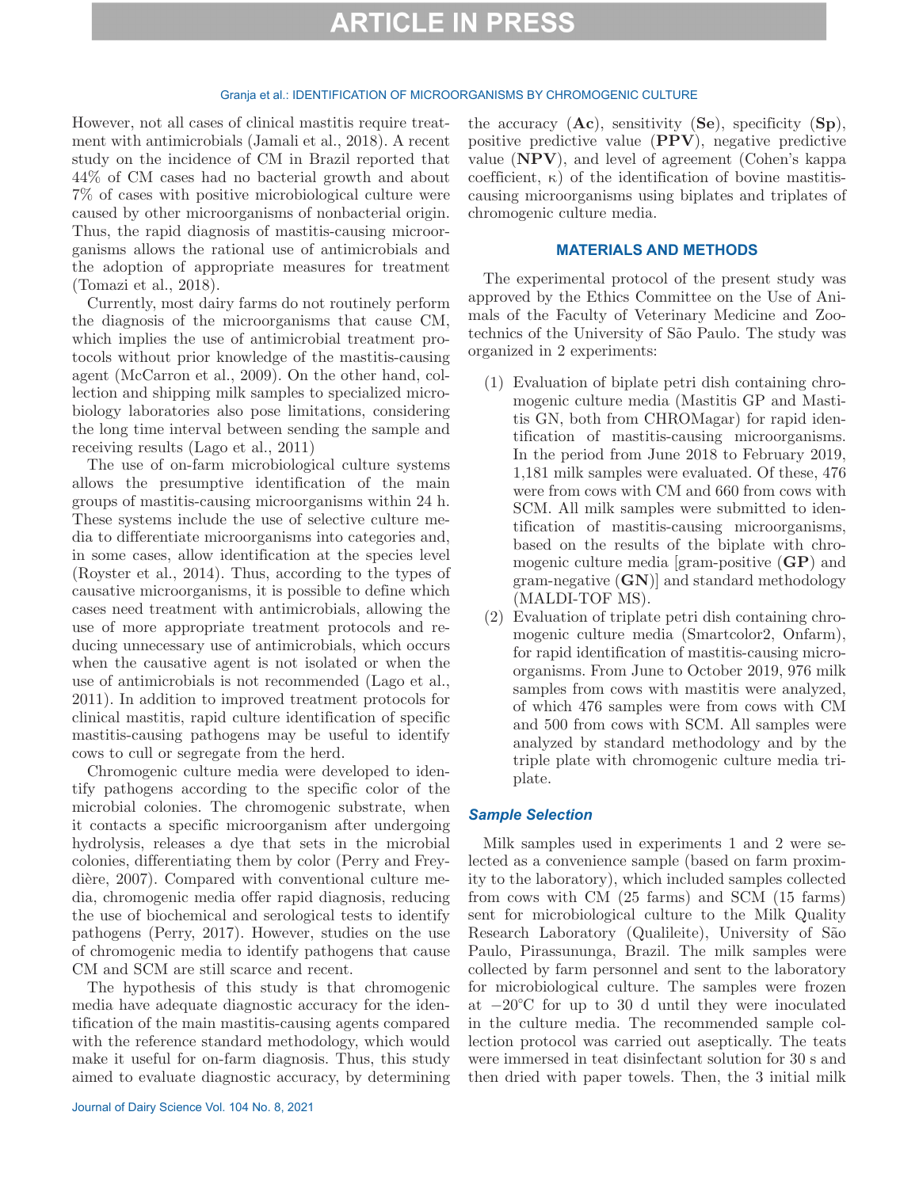However, not all cases of clinical mastitis require treatment with antimicrobials (Jamali et al., 2018). A recent study on the incidence of CM in Brazil reported that 44% of CM cases had no bacterial growth and about 7% of cases with positive microbiological culture were caused by other microorganisms of nonbacterial origin. Thus, the rapid diagnosis of mastitis-causing microorganisms allows the rational use of antimicrobials and the adoption of appropriate measures for treatment (Tomazi et al., 2018).

Currently, most dairy farms do not routinely perform the diagnosis of the microorganisms that cause CM, which implies the use of antimicrobial treatment protocols without prior knowledge of the mastitis-causing agent (McCarron et al., 2009). On the other hand, collection and shipping milk samples to specialized microbiology laboratories also pose limitations, considering the long time interval between sending the sample and receiving results (Lago et al., 2011)

The use of on-farm microbiological culture systems allows the presumptive identification of the main groups of mastitis-causing microorganisms within 24 h. These systems include the use of selective culture media to differentiate microorganisms into categories and, in some cases, allow identification at the species level (Royster et al., 2014). Thus, according to the types of causative microorganisms, it is possible to define which cases need treatment with antimicrobials, allowing the use of more appropriate treatment protocols and reducing unnecessary use of antimicrobials, which occurs when the causative agent is not isolated or when the use of antimicrobials is not recommended (Lago et al., 2011). In addition to improved treatment protocols for clinical mastitis, rapid culture identification of specific mastitis-causing pathogens may be useful to identify cows to cull or segregate from the herd.

Chromogenic culture media were developed to identify pathogens according to the specific color of the microbial colonies. The chromogenic substrate, when it contacts a specific microorganism after undergoing hydrolysis, releases a dye that sets in the microbial colonies, differentiating them by color (Perry and Freydière, 2007). Compared with conventional culture media, chromogenic media offer rapid diagnosis, reducing the use of biochemical and serological tests to identify pathogens (Perry, 2017). However, studies on the use of chromogenic media to identify pathogens that cause CM and SCM are still scarce and recent.

The hypothesis of this study is that chromogenic media have adequate diagnostic accuracy for the identification of the main mastitis-causing agents compared with the reference standard methodology, which would make it useful for on-farm diagnosis. Thus, this study aimed to evaluate diagnostic accuracy, by determining the accuracy (**Ac**), sensitivity (**Se**), specificity (**Sp**), positive predictive value (**PPV**), negative predictive value (**NPV**), and level of agreement (Cohen's kappa coefficient, κ) of the identification of bovine mastitis-causing microorganisms using biplates and triplates of chromogenic culture media.

## MATERIALS AND METHODS

The experimental protocol of the present study was approved by the Ethics Committee on the Use of Animals of the Faculty of Veterinary Medicine and Zootechnics of the University of São Paulo. The study was organized in 2 experiments:

1. Evaluation of biplate petri dish containing chromogenic culture media (Mastitis GP and Mastitis GN, both from CHROMagar) for rapid identification of mastitis-causing microorganisms. In the period from June 2018 to February 2019, 1,181 milk samples were evaluated. Of these, 476 were from cows with CM and 660 from cows with SCM. All milk samples were submitted to identification of mastitis-causing microorganisms, based on the results of the biplate with chromogenic culture media [gram-positive (**GP**) and gram-negative (**GN**)] and standard methodology (MALDI-TOF MS).
2. Evaluation of triplate petri dish containing chromogenic culture media (Smartcolor2, Onfarm), for rapid identification of mastitis-causing microorganisms. From June to October 2019, 976 milk samples from cows with mastitis were analyzed, of which 476 samples were from cows with CM and 500 from cows with SCM. All samples were analyzed by standard methodology and by the triple plate with chromogenic culture media triplate.

### Sample Selection

Milk samples used in experiments 1 and 2 were selected as a convenience sample (based on farm proximity to the laboratory), which included samples collected from cows with CM (25 farms) and SCM (15 farms) sent for microbiological culture to the Milk Quality Research Laboratory (Qualileite), University of São Paulo, Pirassununga, Brazil. The milk samples were collected by farm personnel and sent to the laboratory for microbiological culture. The samples were frozen at −20°C for up to 30 d until they were inoculated in the culture media. The recommended sample collection protocol was carried out aseptically. The teats were immersed in teat disinfectant solution for 30 s and then dried with paper towels. Then, the 3 initial milk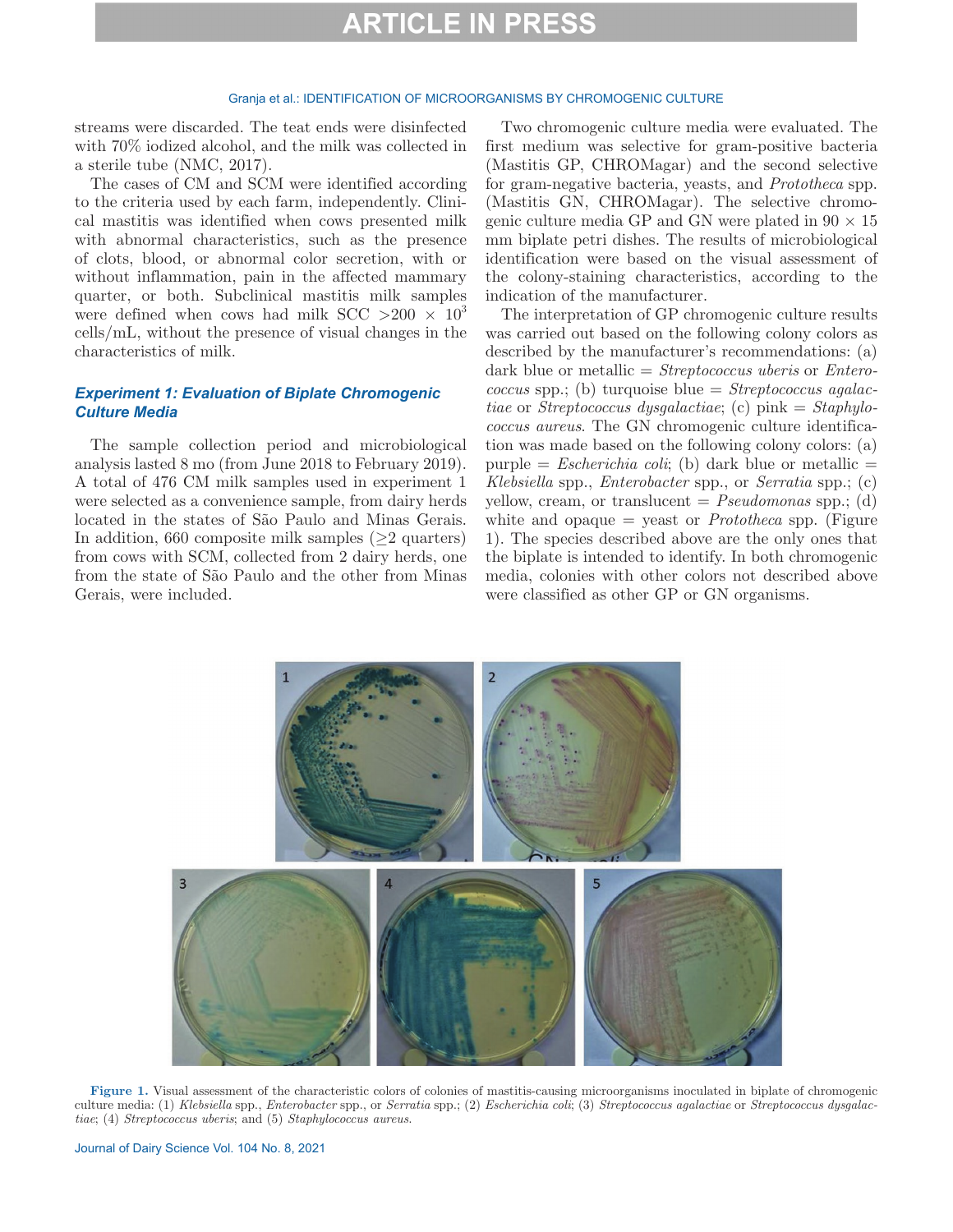streams were discarded. The teat ends were disinfected with 70% iodized alcohol, and the milk was collected in a sterile tube (NMC, 2017).

The cases of CM and SCM were identified according to the criteria used by each farm, independently. Clinical mastitis was identified when cows presented milk with abnormal characteristics, such as the presence of clots, blood, or abnormal color secretion, with or without inflammation, pain in the affected mammary quarter, or both. Subclinical mastitis milk samples were defined when cows had milk SCC $>200 \times 10^3$ cells/mL, without the presence of visual changes in the characteristics of milk.

### *Experiment 1: Evaluation of Biplate Chromogenic Culture Media*

The sample collection period and microbiological analysis lasted 8 mo (from June 2018 to February 2019). A total of 476 CM milk samples used in experiment 1 were selected as a convenience sample, from dairy herds located in the states of São Paulo and Minas Gerais. In addition, 660 composite milk samples ($\geq$2 quarters) from cows with SCM, collected from 2 dairy herds, one from the state of São Paulo and the other from Minas Gerais, were included.

Two chromogenic culture media were evaluated. The first medium was selective for gram-positive bacteria (Mastitis GP, CHROMagar) and the second selective for gram-negative bacteria, yeasts, and *Prototheca* spp. (Mastitis GN, CHROMagar). The selective chromogenic culture media GP and GN were plated in 90 × 15 mm biplate petri dishes. The results of microbiological identification were based on the visual assessment of the colony-staining characteristics, according to the indication of the manufacturer.

The interpretation of GP chromogenic culture results was carried out based on the following colony colors as described by the manufacturer's recommendations: (a) dark blue or metallic = *Streptococcus uberis* or *Enterococcus* spp.; (b) turquoise blue = *Streptococcus agalactiae* or *Streptococcus dysgalactiae*; (c) pink = *Staphylococcus aureus*. The GN chromogenic culture identification was made based on the following colony colors: (a) purple = *Escherichia coli*; (b) dark blue or metallic = *Klebsiella* spp., *Enterobacter* spp., or *Serratia* spp.; (c) yellow, cream, or translucent = *Pseudomonas* spp.; (d) white and opaque = yeast or *Prototheca* spp. (Figure 1). The species described above are the only ones that the biplate is intended to identify. In both chromogenic media, colonies with other colors not described above were classified as other GP or GN organisms.

**Figure 1.** Visual assessment of the characteristic colors of colonies of mastitis-causing microorganisms inoculated in biplate of chromogenic culture media: (1) *Klebsiella* spp., *Enterobacter* spp., or *Serratia* spp.; (2) *Escherichia coli*; (3) *Streptococcus agalactiae* or *Streptococcus dysgalactiae*; (4) *Streptococcus uberis*; and (5) *Staphylococcus aureus*.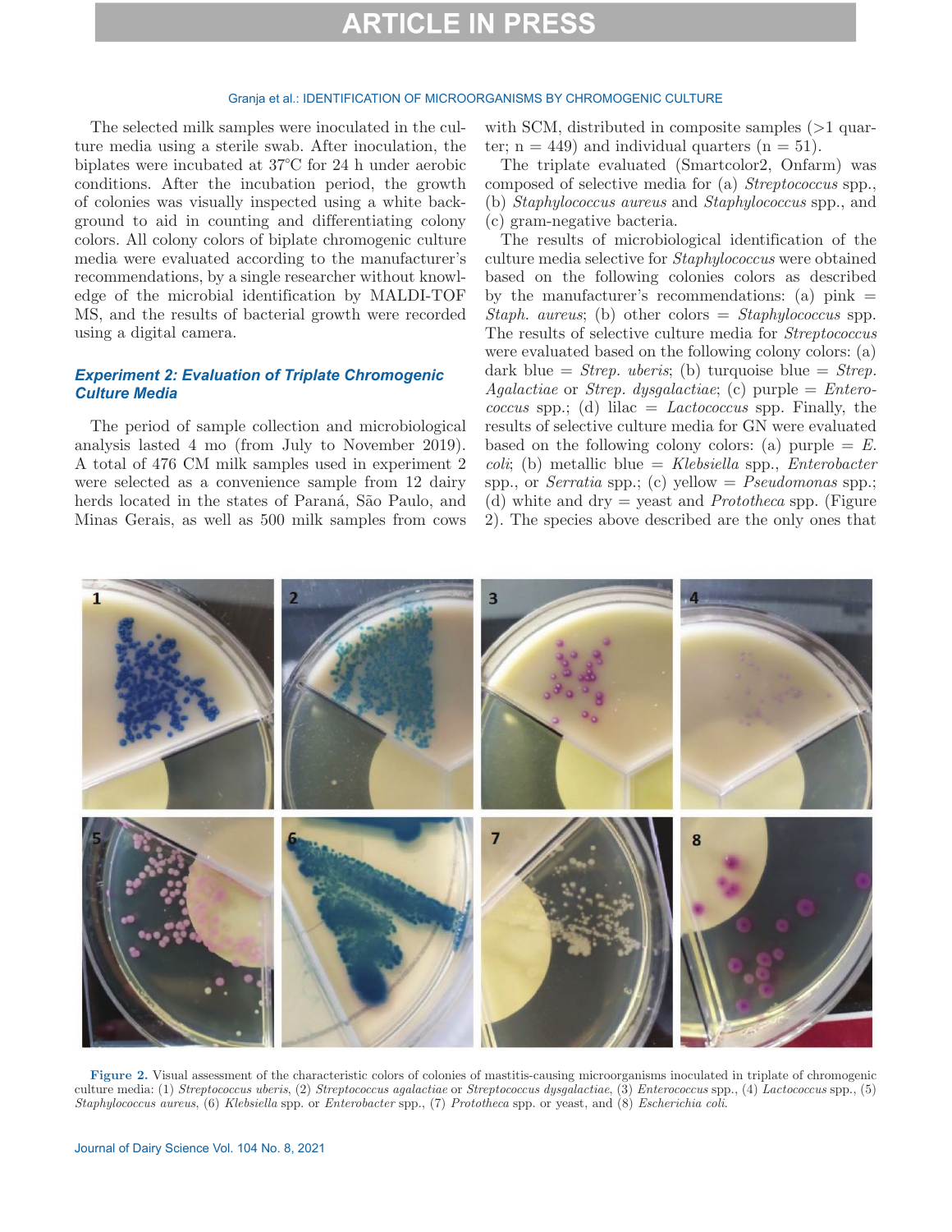The selected milk samples were inoculated in the culture media using a sterile swab. After inoculation, the biplates were incubated at 37°C for 24 h under aerobic conditions. After the incubation period, the growth of colonies was visually inspected using a white background to aid in counting and differentiating colony colors. All colony colors of biplate chromogenic culture media were evaluated according to the manufacturer's recommendations, by a single researcher without knowledge of the microbial identification by MALDI-TOF MS, and the results of bacterial growth were recorded using a digital camera.

### Experiment 2: Evaluation of Triplate Chromogenic Culture Media

The period of sample collection and microbiological analysis lasted 4 mo (from July to November 2019). A total of 476 CM milk samples used in experiment 2 were selected as a convenience sample from 12 dairy herds located in the states of Paraná, São Paulo, and Minas Gerais, as well as 500 milk samples from cows with SCM, distributed in composite samples (>1 quarter; n = 449) and individual quarters (n = 51).

The triplate evaluated (Smartcolor2, Onfarm) was composed of selective media for (a) *Streptococcus* spp., (b) *Staphylococcus aureus* and *Staphylococcus* spp., and (c) gram-negative bacteria.

The results of microbiological identification of the culture media selective for *Staphylococcus* were obtained based on the following colonies colors as described by the manufacturer's recommendations: (a) pink = *Staph. aureus*; (b) other colors = *Staphylococcus* spp. The results of selective culture media for *Streptococcus* were evaluated based on the following colony colors: (a) dark blue = *Strep. uberis*; (b) turquoise blue = *Strep. Agalactiae* or *Strep. dysgalactiae*; (c) purple = *Enterococcus* spp.; (d) lilac = *Lactococcus* spp. Finally, the results of selective culture media for GN were evaluated based on the following colony colors: (a) purple = *E. coli*; (b) metallic blue = *Klebsiella* spp., *Enterobacter* spp., or *Serratia* spp.; (c) yellow = *Pseudomonas* spp.; (d) white and dry = yeast and *Prototheca* spp. (Figure 2). The species above described are the only ones that

**Figure 2.** Visual assessment of the characteristic colors of colonies of mastitis-causing microorganisms inoculated in triplate of chromogenic culture media: (1) *Streptococcus uberis*, (2) *Streptococcus agalactiae* or *Streptococcus dysgalactiae*, (3) *Enterococcus* spp., (4) *Lactococcus* spp., (5) *Staphylococcus aureus*, (6) *Klebsiella* spp. or *Enterobacter* spp., (7) *Prototheca* spp. or yeast, and (8) *Escherichia coli*.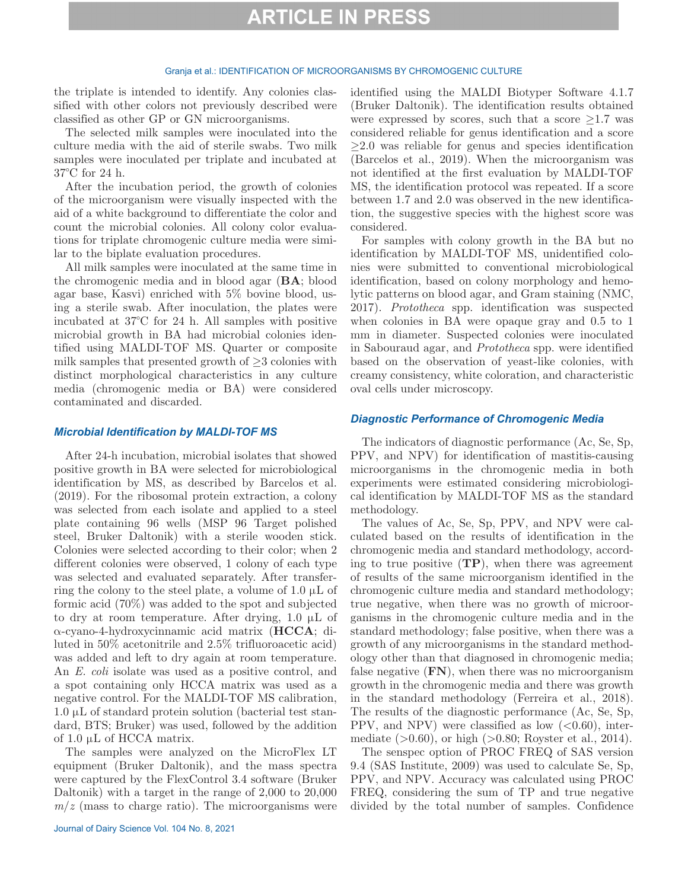the triplate is intended to identify. Any colonies classified with other colors not previously described were classified as other GP or GN microorganisms.

The selected milk samples were inoculated into the culture media with the aid of sterile swabs. Two milk samples were inoculated per triplate and incubated at 37°C for 24 h.

After the incubation period, the growth of colonies of the microorganism were visually inspected with the aid of a white background to differentiate the color and count the microbial colonies. All colony color evaluations for triplate chromogenic culture media were similar to the biplate evaluation procedures.

All milk samples were inoculated at the same time in the chromogenic media and in blood agar (**BA**; blood agar base, Kasvi) enriched with 5% bovine blood, using a sterile swab. After inoculation, the plates were incubated at 37°C for 24 h. All samples with positive microbial growth in BA had microbial colonies identified using MALDI-TOF MS. Quarter or composite milk samples that presented growth of ≥3 colonies with distinct morphological characteristics in any culture media (chromogenic media or BA) were considered contaminated and discarded.

### *Microbial Identification by MALDI-TOF MS*

After 24-h incubation, microbial isolates that showed positive growth in BA were selected for microbiological identification by MS, as described by Barcelos et al. (2019). For the ribosomal protein extraction, a colony was selected from each isolate and applied to a steel plate containing 96 wells (MSP 96 Target polished steel, Bruker Daltonik) with a sterile wooden stick. Colonies were selected according to their color; when 2 different colonies were observed, 1 colony of each type was selected and evaluated separately. After transferring the colony to the steel plate, a volume of 1.0 µL of formic acid (70%) was added to the spot and subjected to dry at room temperature. After drying, 1.0 µL of α-cyano-4-hydroxycinnamic acid matrix (**HCCA**; diluted in 50% acetonitrile and 2.5% trifluoroacetic acid) was added and left to dry again at room temperature. An *E. coli* isolate was used as a positive control, and a spot containing only HCCA matrix was used as a negative control. For the MALDI-TOF MS calibration, 1.0 µL of standard protein solution (bacterial test standard, BTS; Bruker) was used, followed by the addition of 1.0 µL of HCCA matrix.

The samples were analyzed on the MicroFlex LT equipment (Bruker Daltonik), and the mass spectra were captured by the FlexControl 3.4 software (Bruker Daltonik) with a target in the range of 2,000 to 20,000 $m/z$ (mass to charge ratio). The microorganisms were identified using the MALDI Biotyper Software 4.1.7 (Bruker Daltonik). The identification results obtained were expressed by scores, such that a score ≥1.7 was considered reliable for genus identification and a score ≥2.0 was reliable for genus and species identification (Barcelos et al., 2019). When the microorganism was not identified at the first evaluation by MALDI-TOF MS, the identification protocol was repeated. If a score between 1.7 and 2.0 was observed in the new identification, the suggestive species with the highest score was considered.

For samples with colony growth in the BA but no identification by MALDI-TOF MS, unidentified colonies were submitted to conventional microbiological identification, based on colony morphology and hemolytic patterns on blood agar, and Gram staining (NMC, 2017). *Prototheca* spp. identification was suspected when colonies in BA were opaque gray and 0.5 to 1 mm in diameter. Suspected colonies were inoculated in Sabouraud agar, and *Prototheca* spp. were identified based on the observation of yeast-like colonies, with creamy consistency, white coloration, and characteristic oval cells under microscopy.

### *Diagnostic Performance of Chromogenic Media*

The indicators of diagnostic performance (Ac, Se, Sp, PPV, and NPV) for identification of mastitis-causing microorganisms in the chromogenic media in both experiments were estimated considering microbiological identification by MALDI-TOF MS as the standard methodology.

The values of Ac, Se, Sp, PPV, and NPV were calculated based on the results of identification in the chromogenic media and standard methodology, according to true positive (**TP**), when there was agreement of results of the same microorganism identified in the chromogenic culture media and standard methodology; true negative, when there was no growth of microorganisms in the chromogenic culture media and in the standard methodology; false positive, when there was a growth of any microorganisms in the standard methodology other than that diagnosed in chromogenic media; false negative (**FN**), when there was no microorganism growth in the chromogenic media and there was growth in the standard methodology (Ferreira et al., 2018). The results of the diagnostic performance (Ac, Se, Sp, PPV, and NPV) were classified as low (<0.60), intermediate (>0.60), or high (>0.80; Royster et al., 2014).

The senspec option of PROC FREQ of SAS version 9.4 (SAS Institute, 2009) was used to calculate Se, Sp, PPV, and NPV. Accuracy was calculated using PROC FREQ, considering the sum of TP and true negative divided by the total number of samples. Confidence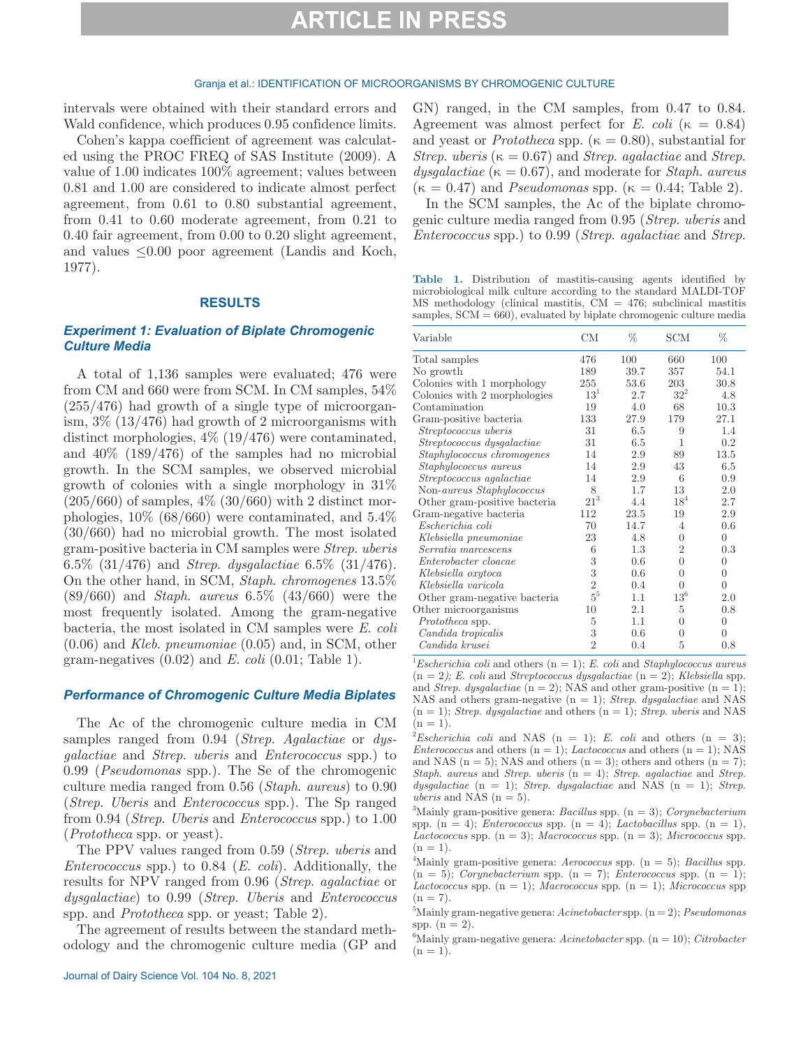intervals were obtained with their standard errors and Wald confidence, which produces 0.95 confidence limits.

Cohen's kappa coefficient of agreement was calculated using the PROC FREQ of SAS Institute (2009). A value of 1.00 indicates 100% agreement; values between 0.81 and 1.00 are considered to indicate almost perfect agreement, from 0.61 to 0.80 substantial agreement, from 0.41 to 0.60 moderate agreement, from 0.21 to 0.40 fair agreement, from 0.00 to 0.20 slight agreement, and values ≤0.00 poor agreement (Landis and Koch, 1977).

## RESULTS

### Experiment 1: Evaluation of Biplate Chromogenic Culture Media

A total of 1,136 samples were evaluated; 476 were from CM and 660 were from SCM. In CM samples, 54% (255/476) had growth of a single type of microorganism, 3% (13/476) had growth of 2 microorganisms with distinct morphologies, 4% (19/476) were contaminated, and 40% (189/476) of the samples had no microbial growth. In the SCM samples, we observed microbial growth of colonies with a single morphology in 31% (205/660) of samples, 4% (30/660) with 2 distinct morphologies, 10% (68/660) were contaminated, and 5.4% (30/660) had no microbial growth. The most isolated gram-positive bacteria in CM samples were *Strep. uberis* 6.5% (31/476) and *Strep. dysgalactiae* 6.5% (31/476). On the other hand, in SCM, *Staph. chromogenes* 13.5% (89/660) and *Staph. aureus* 6.5% (43/660) were the most frequently isolated. Among the gram-negative bacteria, the most isolated in CM samples were *E. coli* (0.06) and *Kleb. pneumoniae* (0.05) and, in SCM, other gram-negatives (0.02) and *E. coli* (0.01; Table 1).

### Performance of Chromogenic Culture Media Biplates

The Ac of the chromogenic culture media in CM samples ranged from 0.94 (*Strep. Agalactiae* or *dysgalactiae* and *Strep. uberis* and *Enterococcus* spp.) to 0.99 (*Pseudomonas* spp.). The Se of the chromogenic culture media ranged from 0.56 (*Staph. aureus*) to 0.90 (*Strep. Uberis* and *Enterococcus* spp.). The Sp ranged from 0.94 (*Strep. Uberis* and *Enterococcus* spp.) to 1.00 (*Protortheca* spp. or yeast).

The PPV values ranged from 0.59 (*Strep. uberis* and *Enterococcus* spp.) to 0.84 (*E. coli*). Additionally, the results for NPV ranged from 0.96 (*Strep. agalactiae* or *dysgalactiae*) to 0.99 (*Strep. Uberis* and *Enterococcus* spp. and *Prototheca* spp. or yeast; Table 2).

The agreement of results between the standard methodology and the chromogenic culture media (GP and GN) ranged, in the CM samples, from 0.47 to 0.84. Agreement was almost perfect for *E. coli* (κ = 0.84) and yeast or *Prototheca* spp. (κ = 0.80), substantial for *Strep. uberis* (κ = 0.67) and *Strep. agalactiae* and *Strep. dysgalactiae* (κ = 0.67), and moderate for *Staph. aureus* (κ = 0.47) and *Pseudomonas* spp. (κ = 0.44; Table 2).

In the SCM samples, the Ac of the biplate chromogenic culture media ranged from 0.95 (*Strep. uberis* and *Enterococcus* spp.) to 0.99 (*Strep. agalactiae* and *Strep.*

**Table 1.** Distribution of mastitis-causing agents identified by microbiological milk culture according to the standard MALDI-TOF MS methodology (clinical mastitis, CM = 476; subclinical mastitis samples, SCM = 660), evaluated by biplate chromogenic culture media

| Variable | CM | % | SCM | % |
|---|---|---|---|---|
| Total samples | 476 | 100 | 660 | 100 |
| No growth | 189 | 39.7 | 357 | 54.1 |
| Colonies with 1 morphology | 255 | 53.6 | 203 | 30.8 |
| Colonies with 2 morphologies | 13[1] | 2.7 | 32[2] | 4.8 |
| Contamination | 19 | 4.0 | 68 | 10.3 |
| Gram-positive bacteria | 133 | 27.9 | 179 | 27.1 |
| *Streptococcus uberis* | 31 | 6.5 | 9 | 1.4 |
| *Streptococcus dysgalactiae* | 31 | 6.5 | 1 | 0.2 |
| *Staphylococcus chromogenes* | 14 | 2.9 | 89 | 13.5 |
| *Staphylococcus aureus* | 14 | 2.9 | 43 | 6.5 |
| *Streptococcus agalactiae* | 14 | 2.9 | 6 | 0.9 |
| Non-*aureus Staphylococcus* | 8 | 1.7 | 13 | 2.0 |
| Other gram-positive bacteria | 21[3] | 4.4 | 18[4] | 2.7 |
| Gram-negative bacteria | 112 | 23.5 | 19 | 2.9 |
| *Escherichia coli* | 70 | 14.7 | 4 | 0.6 |
| *Klebsiella pneumoniae* | 23 | 4.8 | 0 | 0 |
| *Serratia marcescens* | 6 | 1.3 | 2 | 0.3 |
| *Enterobacter cloacae* | 3 | 0.6 | 0 | 0 |
| *Klebsiella oxytoca* | 3 | 0.6 | 0 | 0 |
| *Klebsiella varicola* | 2 | 0.4 | 0 | 0 |
| Other gram-negative bacteria | 5[5] | 1.1 | 13[6] | 2.0 |
| Other microorganisms | 10 | 2.1 | 5 | 0.8 |
| *Prototheca* spp. | 5 | 1.1 | 0 | 0 |
| *Candida tropicalis* | 3 | 0.6 | 0 | 0 |
| *Candida krusei* | 2 | 0.4 | 5 | 0.8 |

[1]*Escherichia coli* and others (n = 1); *E. coli* and *Staphylococcus aureus* (n = 2); *E. coli* and *Streptococcus dysgalactiae* (n = 2); *Klebsiella* spp. and *Strep. dysgalactiae* (n = 2); NAS and other gram-positive (n = 1); NAS and others gram-negative (n = 1); *Strep. dysgalactiae* and NAS (n = 1); *Strep. dysgalactiae* and others (n = 1); *Strep. uberis* and NAS (n = 1).

[2]*Escherichia coli* and NAS (n = 1); *E. coli* and others (n = 3); *Enterococcus* and others (n = 1); *Lactococcus* and others (n = 1); NAS and NAS (n = 5); NAS and others (n = 3); others and others (n = 7); *Staph. aureus* and *Strep. uberis* (n = 4); *Strep. agalactiae* and *Strep. dysgalactiae* (n = 1); *Strep. dysgalactiae* and NAS (n = 1); *Strep. uberis* and NAS (n = 5).

[3]Mainly gram-positive genera: *Bacillus* spp. (n = 3); *Corynebacterium* spp. (n = 4); *Enterococcus* spp. (n = 4); *Lactobacillus* spp. (n = 1), *Lactococcus* spp. (n = 3); *Macrococcus* spp. (n = 3); *Micrococcus* spp. (n = 1).

[4]Mainly gram-positive genera: *Aerococcus* spp. (n = 5); *Bacillus* spp. (n = 5); *Corynebacterium* spp. (n = 7); *Enterococcus* spp. (n = 1); *Lactococcus* spp. (n = 1); *Macrococcus* spp. (n = 1); *Micrococcus* spp (n = 7).

[5]Mainly gram-negative genera: *Acinetobacter* spp. (n = 2); *Pseudomonas* spp. (n = 2).

[6]Mainly gram-negative genera: *Acinetobacter* spp. (n = 10); *Citrobacter* (n = 1).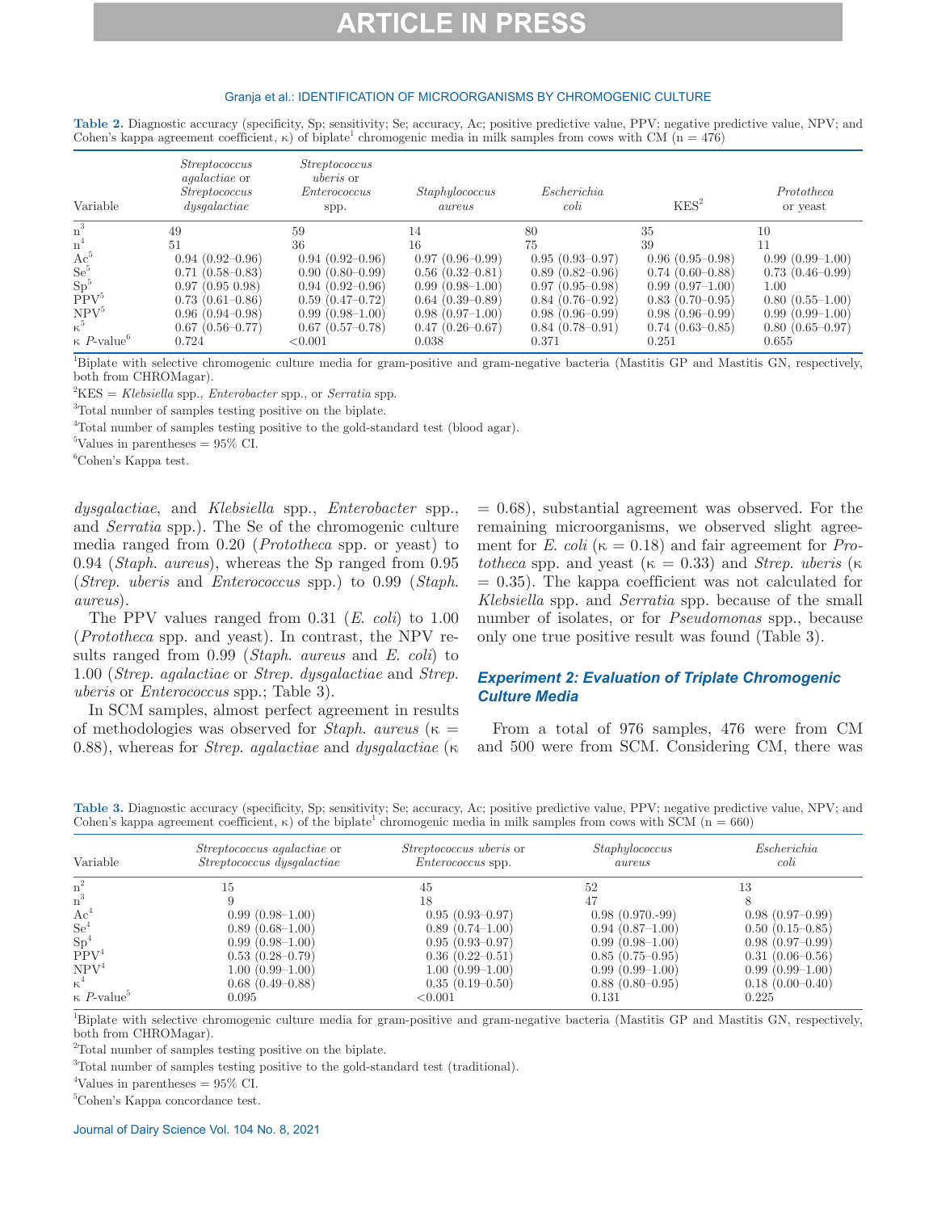**Table 2.** Diagnostic accuracy (specificity, Sp; sensitivity; Se; accuracy, Ac; positive predictive value, PPV; negative predictive value, NPV; and Cohen's kappa agreement coefficient, κ) of biplate[1] chromogenic media in milk samples from cows with CM (n = 476)

| Variable | *Streptococcus agalactiae* or *Streptococcus dysgalactiae* | *Streptococcus uberis* or *Enterococcus* spp. | *Staphylococcus aureus* | *Escherichia coli* | KES[2] | *Prototheca* or yeast |
|---|---|---|---|---|---|---|
| n[3] | 49 | 59 | 14 | 80 | 35 | 10 |
| n[4] | 51 | 36 | 16 | 75 | 39 | 11 |
| Ac[5] | 0.94 (0.92–0.96) | 0.94 (0.92–0.96) | 0.97 (0.96–0.99) | 0.95 (0.93–0.97) | 0.96 (0.95–0.98) | 0.99 (0.99–1.00) |
| Se[5] | 0.71 (0.58–0.83) | 0.90 (0.80–0.99) | 0.56 (0.32–0.81) | 0.89 (0.82–0.96) | 0.74 (0.60–0.88) | 0.73 (0.46–0.99) |
| Sp[5] | 0.97 (0.95 0.98) | 0.94 (0.92–0.96) | 0.99 (0.98–1.00) | 0.97 (0.95–0.98) | 0.99 (0.97–1.00) | 1.00 |
| PPV[5] | 0.73 (0.61–0.86) | 0.59 (0.47–0.72) | 0.64 (0.39–0.89) | 0.84 (0.76–0.92) | 0.83 (0.70–0.95) | 0.80 (0.55–1.00) |
| NPV[5] | 0.96 (0.94–0.98) | 0.99 (0.98–1.00) | 0.98 (0.97–1.00) | 0.98 (0.96–0.99) | 0.98 (0.96–0.99) | 0.99 (0.99–1.00) |
| κ[5] | 0.67 (0.56–0.77) | 0.67 (0.57–0.78) | 0.47 (0.26–0.67) | 0.84 (0.78–0.91) | 0.74 (0.63–0.85) | 0.80 (0.65–0.97) |
| κ *P*-value[6] | 0.724 | <0.001 | 0.038 | 0.371 | 0.251 | 0.655 |

[1]Biplate with selective chromogenic culture media for gram-positive and gram-negative bacteria (Mastitis GP and Mastitis GN, respectively, both from CHROMagar).

[2]KES = *Klebsiella* spp., *Enterobacter* spp., or *Serratia* spp.

[3]Total number of samples testing positive on the biplate.

[4]Total number of samples testing positive to the gold-standard test (blood agar).

[5]Values in parentheses = 95% CI.

[6]Cohen's Kappa test.

*dysgalactiae*, and *Klebsiella* spp., *Enterobacter* spp., and *Serratia* spp.). The Se of the chromogenic culture media ranged from 0.20 (*Prototheca* spp. or yeast) to 0.94 (*Staph. aureus*), whereas the Sp ranged from 0.95 (*Strep. uberis* and *Enterococcus* spp.) to 0.99 (*Staph. aureus*).

The PPV values ranged from 0.31 (*E. coli*) to 1.00 (*Prototheca* spp. and yeast). In contrast, the NPV results ranged from 0.99 (*Staph. aureus* and *E. coli*) to 1.00 (*Strep. agalactiae* or *Strep. dysgalactiae* and *Strep. uberis* or *Enterococcus* spp.; Table 3).

In SCM samples, almost perfect agreement in results of methodologies was observed for *Staph. aureus* (κ = 0.88), whereas for *Strep. agalactiae* and *dysgalactiae* (κ = 0.68), substantial agreement was observed. For the remaining microorganisms, we observed slight agreement for *E. coli* (κ = 0.18) and fair agreement for *Prototheca* spp. and yeast (κ = 0.33) and *Strep. uberis* (κ = 0.35). The kappa coefficient was not calculated for *Klebsiella* spp. and *Serratia* spp. because of the small number of isolates, or for *Pseudomonas* spp., because only one true positive result was found (Table 3).

### *Experiment 2: Evaluation of Triplate Chromogenic Culture Media*

From a total of 976 samples, 476 were from CM and 500 were from SCM. Considering CM, there was

**Table 3.** Diagnostic accuracy (specificity, Sp; sensitivity; Se; accuracy, Ac; positive predictive value, PPV; negative predictive value, NPV; and Cohen's kappa agreement coefficient, κ) of the biplate[1] chromogenic media in milk samples from cows with SCM (n = 660)

| Variable | *Streptococcus agalactiae* or *Streptococcus dysgalactiae* | *Streptococcus uberis* or *Enterococcus* spp. | *Staphylococcus aureus* | *Escherichia coli* |
|---|---|---|---|---|
| n[2] | 15 | 45 | 52 | 13 |
| n[3] | 9 | 18 | 47 | 8 |
| Ac[4] | 0.99 (0.98–1.00) | 0.95 (0.93–0.97) | 0.98 (0.970.-99) | 0.98 (0.97–0.99) |
| Se[4] | 0.89 (0.68–1.00) | 0.89 (0.74–1.00) | 0.94 (0.87–1.00) | 0.50 (0.15–0.85) |
| Sp[4] | 0.99 (0.98–1.00) | 0.95 (0.93–0.97) | 0.99 (0.98–1.00) | 0.98 (0.97–0.99) |
| PPV[4] | 0.53 (0.28–0.79) | 0.36 (0.22–0.51) | 0.85 (0.75–0.95) | 0.31 (0.06–0.56) |
| NPV[4] | 1.00 (0.99–1.00) | 1.00 (0.99–1.00) | 0.99 (0.99–1.00) | 0.99 (0.99–1.00) |
| κ[4] | 0.68 (0.49–0.88) | 0.35 (0.19–0.50) | 0.88 (0.80–0.95) | 0.18 (0.00–0.40) |
| κ *P*-value[5] | 0.095 | <0.001 | 0.131 | 0.225 |

[1]Biplate with selective chromogenic culture media for gram-positive and gram-negative bacteria (Mastitis GP and Mastitis GN, respectively, both from CHROMagar).

[2]Total number of samples testing positive on the biplate.

[3]Total number of samples testing positive to the gold-standard test (traditional).

[4]Values in parentheses = 95% CI.

[5]Cohen's Kappa concordance test.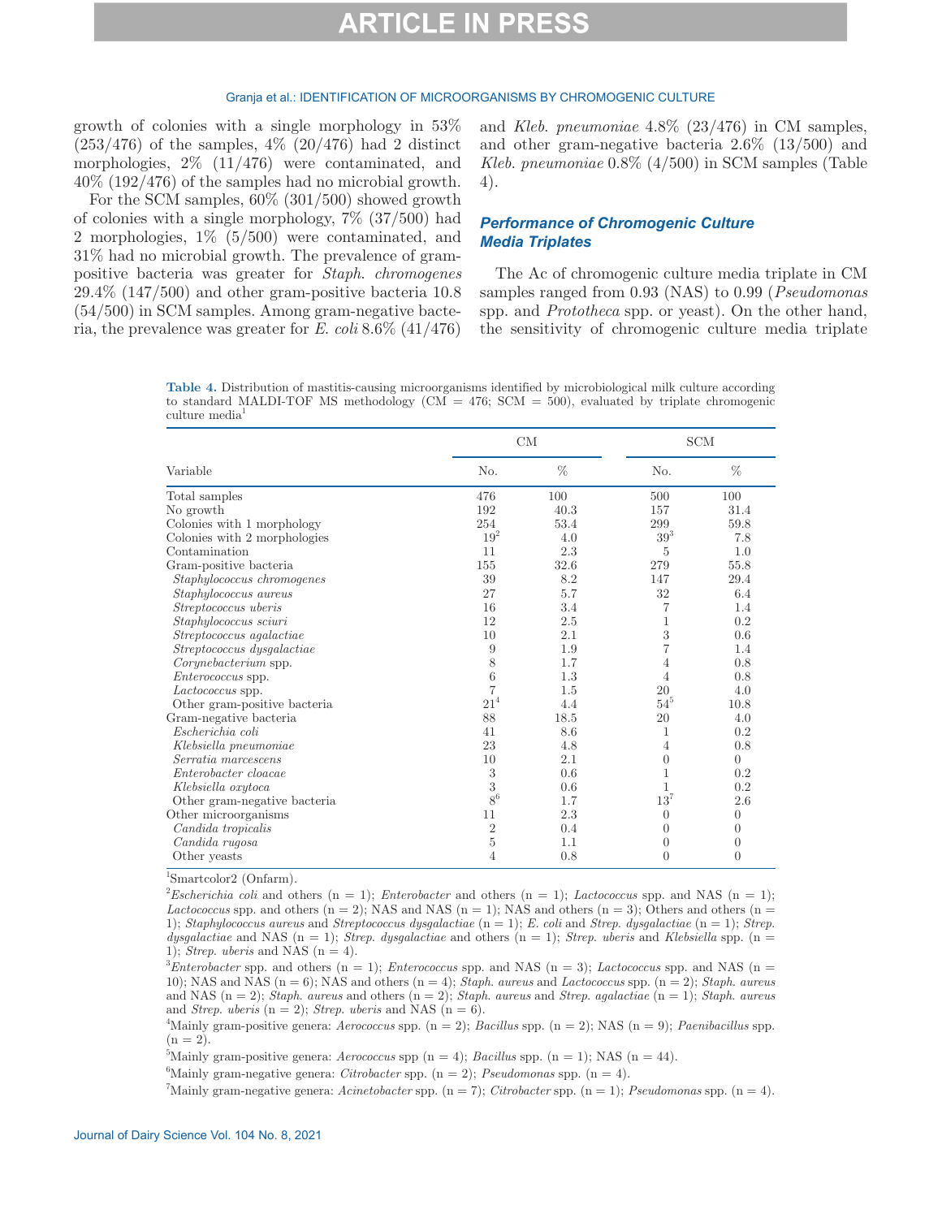growth of colonies with a single morphology in 53% (253/476) of the samples, 4% (20/476) had 2 distinct morphologies, 2% (11/476) were contaminated, and 40% (192/476) of the samples had no microbial growth.

For the SCM samples, 60% (301/500) showed growth of colonies with a single morphology, 7% (37/500) had 2 morphologies, 1% (5/500) were contaminated, and 31% had no microbial growth. The prevalence of gram-positive bacteria was greater for *Staph. chromogenes* 29.4% (147/500) and other gram-positive bacteria 10.8 (54/500) in SCM samples. Among gram-negative bacteria, the prevalence was greater for *E. coli* 8.6% (41/476) and *Kleb. pneumoniae* 4.8% (23/476) in CM samples, and other gram-negative bacteria 2.6% (13/500) and *Kleb. pneumoniae* 0.8% (4/500) in SCM samples (Table 4).

## Performance of Chromogenic Culture Media Triplates

The Ac of chromogenic culture media triplate in CM samples ranged from 0.93 (NAS) to 0.99 (*Pseudomonas* spp. and *Prototheca* spp. or yeast). On the other hand, the sensitivity of chromogenic culture media triplate

**Table 4.** Distribution of mastitis-causing microorganisms identified by microbiological milk culture according to standard MALDI-TOF MS methodology (CM = 476; SCM = 500), evaluated by triplate chromogenic culture media[1]

| Variable | CM | | SCM | |
|---|---|---|---|---|
| | No. | % | No. | % |
| Total samples | 476 | 100 | 500 | 100 |
| No growth | 192 | 40.3 | 157 | 31.4 |
| Colonies with 1 morphology | 254 | 53.4 | 299 | 59.8 |
| Colonies with 2 morphologies | 19[2] | 4.0 | 39[3] | 7.8 |
| Contamination | 11 | 2.3 | 5 | 1.0 |
| Gram-positive bacteria | 155 | 32.6 | 279 | 55.8 |
| *Staphylococcus chromogenes* | 39 | 8.2 | 147 | 29.4 |
| *Staphylococcus aureus* | 27 | 5.7 | 32 | 6.4 |
| *Streptococcus uberis* | 16 | 3.4 | 7 | 1.4 |
| *Staphylococcus sciuri* | 12 | 2.5 | 1 | 0.2 |
| *Streptococcus agalactiae* | 10 | 2.1 | 3 | 0.6 |
| *Streptococcus dysgalactiae* | 9 | 1.9 | 7 | 1.4 |
| *Corynebacterium* spp. | 8 | 1.7 | 4 | 0.8 |
| *Enterococcus* spp. | 6 | 1.3 | 4 | 0.8 |
| *Lactococcus* spp. | 7 | 1.5 | 20 | 4.0 |
| Other gram-positive bacteria | 21[4] | 4.4 | 54[5] | 10.8 |
| Gram-negative bacteria | 88 | 18.5 | 20 | 4.0 |
| *Escherichia coli* | 41 | 8.6 | 1 | 0.2 |
| *Klebsiella pneumoniae* | 23 | 4.8 | 4 | 0.8 |
| *Serratia marcescens* | 10 | 2.1 | 0 | 0 |
| *Enterobacter cloacae* | 3 | 0.6 | 1 | 0.2 |
| *Klebsiella oxytoca* | 3 | 0.6 | 1 | 0.2 |
| Other gram-negative bacteria | 8[6] | 1.7 | 13[7] | 2.6 |
| Other microorganisms | 11 | 2.3 | 0 | 0 |
| *Candida tropicalis* | 2 | 0.4 | 0 | 0 |
| *Candida rugosa* | 5 | 1.1 | 0 | 0 |
| Other yeasts | 4 | 0.8 | 0 | 0 |

[1]Smartcolor2 (Onfarm).

[2]*Escherichia coli* and others (n = 1); *Enterobacter* and others (n = 1); *Lactococcus* spp. and NAS (n = 1); *Lactococcus* spp. and others (n = 2); NAS and NAS (n = 1); NAS and others (n = 3); Others and others (n = 1); *Staphylococcus aureus* and *Streptococcus dysgalactiae* (n = 1); *E. coli* and *Strep. dysgalactiae* (n = 1); *Strep. dysgalactiae* and NAS (n = 1); *Strep. dysgalactiae* and others (n = 1); *Strep. uberis* and *Klebsiella* spp. (n = 1); *Strep. uberis* and NAS (n = 4).

[3]*Enterobacter* spp. and others (n = 1); *Enterococcus* spp. and NAS (n = 3); *Lactococcus* spp. and NAS (n = 10); NAS and NAS (n = 6); NAS and others (n = 4); *Staph. aureus* and *Lactococcus* spp. (n = 2); *Staph. aureus* and NAS (n = 2); *Staph. aureus* and others (n = 2); *Staph. aureus* and *Strep. agalactiae* (n = 1); *Staph. aureus* and *Strep. uberis* (n = 2); *Strep. uberis* and NAS (n = 6).

[4]Mainly gram-positive genera: *Aerococcus* spp. (n = 2); *Bacillus* spp. (n = 2); NAS (n = 9); *Paenibacillus* spp. (n = 2).

[5]Mainly gram-positive genera: *Aerococcus* spp (n = 4); *Bacillus* spp. (n = 1); NAS (n = 44).

[6]Mainly gram-negative genera: *Citrobacter* spp. (n = 2); *Pseudomonas* spp. (n = 4).

[7]Mainly gram-negative genera: *Acinetobacter* spp. (n = 7); *Citrobacter* spp. (n = 1); *Pseudomonas* spp. (n = 4).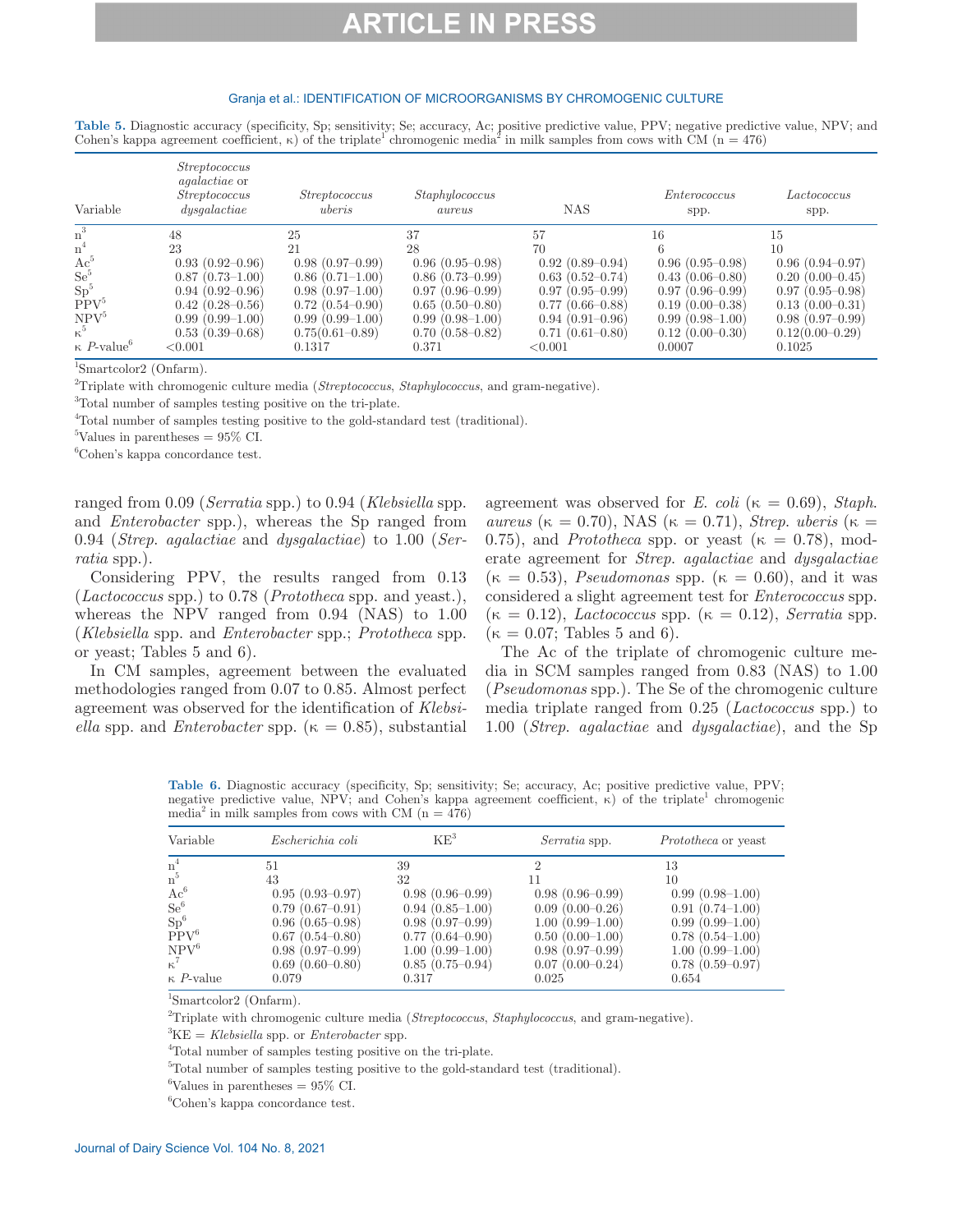**Table 5.** Diagnostic accuracy (specificity, Sp; sensitivity; Se; accuracy, Ac; positive predictive value, PPV; negative predictive value, NPV; and Cohen's kappa agreement coefficient, κ) of the triplate[1] chromogenic media[2] in milk samples from cows with CM (n = 476)

| Variable | *Streptococcus agalactiae* or *Streptococcus dysgalactiae* | *Streptococcus uberis* | *Staphylococcus aureus* | NAS | *Enterococcus* spp. | *Lactococcus* spp. |
|---|---|---|---|---|---|---|
| n[3] | 48 | 25 | 37 | 57 | 16 | 15 |
| n[4] | 23 | 21 | 28 | 70 | 6 | 10 |
| Ac[5] | 0.93 (0.92–0.96) | 0.98 (0.97–0.99) | 0.96 (0.95–0.98) | 0.92 (0.89–0.94) | 0.96 (0.95–0.98) | 0.96 (0.94–0.97) |
| Se[5] | 0.87 (0.73–1.00) | 0.86 (0.71–1.00) | 0.86 (0.73–0.99) | 0.63 (0.52–0.74) | 0.43 (0.06–0.80) | 0.20 (0.00–0.45) |
| Sp[5] | 0.94 (0.92–0.96) | 0.98 (0.97–1.00) | 0.97 (0.96–0.99) | 0.97 (0.95–0.99) | 0.97 (0.96–0.99) | 0.97 (0.95–0.98) |
| PPV[5] | 0.42 (0.28–0.56) | 0.72 (0.54–0.90) | 0.65 (0.50–0.80) | 0.77 (0.66–0.88) | 0.19 (0.00–0.38) | 0.13 (0.00–0.31) |
| NPV[5] | 0.99 (0.99–1.00) | 0.99 (0.99–1.00) | 0.99 (0.98–1.00) | 0.94 (0.91–0.96) | 0.99 (0.98–1.00) | 0.98 (0.97–0.99) |
| κ[5] | 0.53 (0.39–0.68) | 0.75(0.61–0.89) | 0.70 (0.58–0.82) | 0.71 (0.61–0.80) | 0.12 (0.00–0.30) | 0.12(0.00–0.29) |
| κ *P*-value[6] | <0.001 | 0.1317 | 0.371 | <0.001 | 0.0007 | 0.1025 |

[1]Smartcolor2 (Onfarm).

[2]Triplate with chromogenic culture media (*Streptococcus*, *Staphylococcus*, and gram-negative).

[3]Total number of samples testing positive on the tri-plate.

[4]Total number of samples testing positive to the gold-standard test (traditional).

[5]Values in parentheses = 95% CI.

[6]Cohen's kappa concordance test.

ranged from 0.09 (*Serratia* spp.) to 0.94 (*Klebsiella* spp. and *Enterobacter* spp.), whereas the Sp ranged from 0.94 (*Strep. agalactiae* and *dysgalactiae*) to 1.00 (*Serratia* spp.).

Considering PPV, the results ranged from 0.13 (*Lactococcus* spp.) to 0.78 (*Prototheca* spp. and yeast.), whereas the NPV ranged from 0.94 (NAS) to 1.00 (*Klebsiella* spp. and *Enterobacter* spp.; *Prototheca* spp. or yeast; Tables 5 and 6).

In CM samples, agreement between the evaluated methodologies ranged from 0.07 to 0.85. Almost perfect agreement was observed for the identification of *Klebsiella* spp. and *Enterobacter* spp. (κ = 0.85), substantial agreement was observed for *E. coli* (κ = 0.69), *Staph. aureus* (κ = 0.70), NAS (κ = 0.71), *Strep. uberis* (κ = 0.75), and *Prototheca* spp. or yeast (κ = 0.78), moderate agreement for *Strep. agalactiae* and *dysgalactiae* (κ = 0.53), *Pseudomonas* spp. (κ = 0.60), and it was considered a slight agreement test for *Enterococcus* spp. (κ = 0.12), *Lactococcus* spp. (κ = 0.12), *Serratia* spp. (κ = 0.07; Tables 5 and 6).

The Ac of the triplate of chromogenic culture media in SCM samples ranged from 0.83 (NAS) to 1.00 (*Pseudomonas* spp.). The Se of the chromogenic culture media triplate ranged from 0.25 (*Lactococcus* spp.) to 1.00 (*Strep. agalactiae* and *dysgalactiae*), and the Sp

**Table 6.** Diagnostic accuracy (specificity, Sp; sensitivity; Se; accuracy, Ac; positive predictive value, PPV; negative predictive value, NPV; and Cohen's kappa agreement coefficient, κ) of the triplate[1] chromogenic media[2] in milk samples from cows with CM (n = 476)

| Variable | *Escherichia coli* | KE[3] | *Serratia* spp. | *Prototheca* or yeast |
|---|---|---|---|---|
| n[4] | 51 | 39 | 2 | 13 |
| n[5] | 43 | 32 | 11 | 10 |
| Ac[6] | 0.95 (0.93–0.97) | 0.98 (0.96–0.99) | 0.98 (0.96–0.99) | 0.99 (0.98–1.00) |
| Se[6] | 0.79 (0.67–0.91) | 0.94 (0.85–1.00) | 0.09 (0.00–0.26) | 0.91 (0.74–1.00) |
| Sp[6] | 0.96 (0.65–0.98) | 0.98 (0.97–0.99) | 1.00 (0.99–1.00) | 0.99 (0.99–1.00) |
| PPV[6] | 0.67 (0.54–0.80) | 0.77 (0.64–0.90) | 0.50 (0.00–1.00) | 0.78 (0.54–1.00) |
| NPV[6] | 0.98 (0.97–0.99) | 1.00 (0.99–1.00) | 0.98 (0.97–0.99) | 1.00 (0.99–1.00) |
| κ[7] | 0.69 (0.60–0.80) | 0.85 (0.75–0.94) | 0.07 (0.00–0.24) | 0.78 (0.59–0.97) |
| κ *P*-value | 0.079 | 0.317 | 0.025 | 0.654 |

[1]Smartcolor2 (Onfarm).

[2]Triplate with chromogenic culture media (*Streptococcus*, *Staphylococcus*, and gram-negative).

[3]KE = *Klebsiella* spp. or *Enterobacter* spp.

[4]Total number of samples testing positive on the tri-plate.

[5]Total number of samples testing positive to the gold-standard test (traditional).

[6]Values in parentheses = 95% CI.

[6]Cohen's kappa concordance test.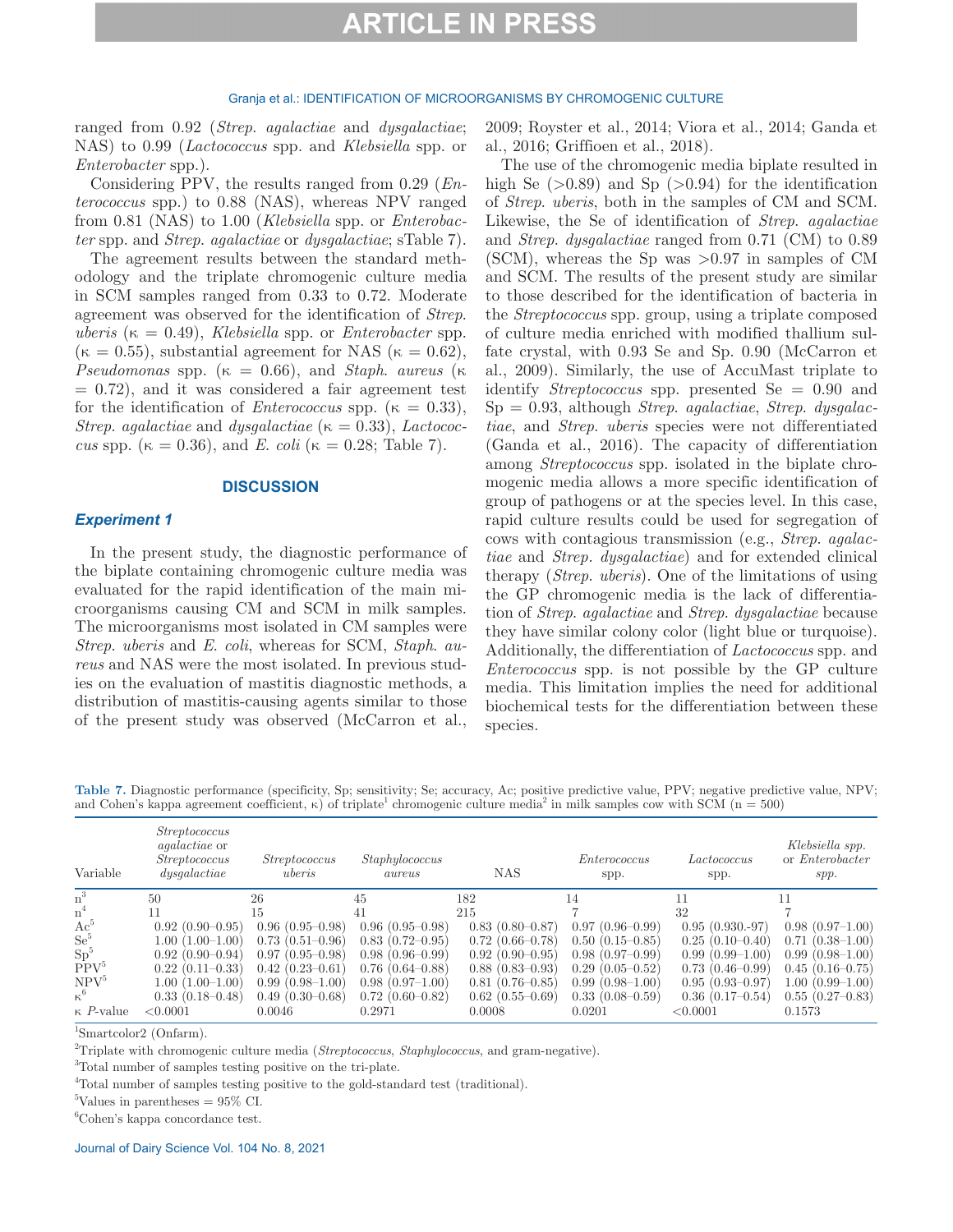ranged from 0.92 (*Strep. agalactiae* and *dysgalactiae*; NAS) to 0.99 (*Lactococcus* spp. and *Klebsiella* spp. or *Enterobacter* spp.).

Considering PPV, the results ranged from 0.29 (*Enterococcus* spp.) to 0.88 (NAS), whereas NPV ranged from 0.81 (NAS) to 1.00 (*Klebsiella* spp. or *Enterobacter* spp. and *Strep. agalactiae* or *dysgalactiae*; sTable 7).

The agreement results between the standard methodology and the triplate chromogenic culture media in SCM samples ranged from 0.33 to 0.72. Moderate agreement was observed for the identification of *Strep. uberis* (κ = 0.49), *Klebsiella* spp. or *Enterobacter* spp. (κ = 0.55), substantial agreement for NAS (κ = 0.62), *Pseudomonas* spp. (κ = 0.66), and *Staph. aureus* (κ = 0.72), and it was considered a fair agreement test for the identification of *Enterococcus* spp. (κ = 0.33), *Strep. agalactiae* and *dysgalactiae* (κ = 0.33), *Lactococcus* spp. (κ = 0.36), and *E. coli* (κ = 0.28; Table 7).

## DISCUSSION

### Experiment 1

In the present study, the diagnostic performance of the biplate containing chromogenic culture media was evaluated for the rapid identification of the main microorganisms causing CM and SCM in milk samples. The microorganisms most isolated in CM samples were *Strep. uberis* and *E. coli*, whereas for SCM, *Staph. aureus* and NAS were the most isolated. In previous studies on the evaluation of mastitis diagnostic methods, a distribution of mastitis-causing agents similar to those of the present study was observed (McCarron et al., 2009; Royster et al., 2014; Viora et al., 2014; Ganda et al., 2016; Griffioen et al., 2018).

The use of the chromogenic media biplate resulted in high Se (>0.89) and Sp (>0.94) for the identification of *Strep. uberis*, both in the samples of CM and SCM. Likewise, the Se of identification of *Strep. agalactiae* and *Strep. dysgalactiae* ranged from 0.71 (CM) to 0.89 (SCM), whereas the Sp was >0.97 in samples of CM and SCM. The results of the present study are similar to those described for the identification of bacteria in the *Streptococcus* spp. group, using a triplate composed of culture media enriched with modified thallium sulfate crystal, with 0.93 Se and Sp. 0.90 (McCarron et al., 2009). Similarly, the use of AccuMast triplate to identify *Streptococcus* spp. presented Se = 0.90 and Sp = 0.93, although *Strep. agalactiae*, *Strep. dysgalactiae*, and *Strep. uberis* species were not differentiated (Ganda et al., 2016). The capacity of differentiation among *Streptococcus* spp. isolated in the biplate chromogenic media allows a more specific identification of group of pathogens or at the species level. In this case, rapid culture results could be used for segregation of cows with contagious transmission (e.g., *Strep. agalactiae* and *Strep. dysgalactiae*) and for extended clinical therapy (*Strep. uberis*). One of the limitations of using the GP chromogenic media is the lack of differentiation of *Strep. agalactiae* and *Strep. dysgalactiae* because they have similar colony color (light blue or turquoise). Additionally, the differentiation of *Lactococcus* spp. and *Enterococcus* spp. is not possible by the GP culture media. This limitation implies the need for additional biochemical tests for the differentiation between these species.

**Table 7.** Diagnostic performance (specificity, Sp; sensitivity; Se; accuracy, Ac; positive predictive value, PPV; negative predictive value, NPV; and Cohen's kappa agreement coefficient, κ) of triplate[1] chromogenic culture media[2] in milk samples cow with SCM (n = 500)

| Variable | *Streptococcus agalactiae* or *Streptococcus dysgalactiae* | *Streptococcus uberis* | *Staphylococcus aureus* | NAS | *Enterococcus* spp. | *Lactococcus* spp. | *Klebsiella spp.* or *Enterobacter spp.* |
|---|---|---|---|---|---|---|---|
| n[3] | 50 | 26 | 45 | 182 | 14 | 11 | 11 |
| n[4] | 11 | 15 | 41 | 215 | 7 | 32 | 7 |
| Ac[5] | 0.92 (0.90–0.95) | 0.96 (0.95–0.98) | 0.96 (0.95–0.98) | 0.83 (0.80–0.87) | 0.97 (0.96–0.99) | 0.95 (0.930.-97) | 0.98 (0.97–1.00) |
| Se[5] | 1.00 (1.00–1.00) | 0.73 (0.51–0.96) | 0.83 (0.72–0.95) | 0.72 (0.66–0.78) | 0.50 (0.15–0.85) | 0.25 (0.10–0.40) | 0.71 (0.38–1.00) |
| Sp[5] | 0.92 (0.90–0.94) | 0.97 (0.95–0.98) | 0.98 (0.96–0.99) | 0.92 (0.90–0.95) | 0.98 (0.97–0.99) | 0.99 (0.99–1.00) | 0.99 (0.98–1.00) |
| PPV[5] | 0.22 (0.11–0.33) | 0.42 (0.23–0.61) | 0.76 (0.64–0.88) | 0.88 (0.83–0.93) | 0.29 (0.05–0.52) | 0.73 (0.46–0.99) | 0.45 (0.16–0.75) |
| NPV[5] | 1.00 (1.00–1.00) | 0.99 (0.98–1.00) | 0.98 (0.97–1.00) | 0.81 (0.76–0.85) | 0.99 (0.98–1.00) | 0.95 (0.93–0.97) | 1.00 (0.99–1.00) |
| κ[6] | 0.33 (0.18–0.48) | 0.49 (0.30–0.68) | 0.72 (0.60–0.82) | 0.62 (0.55–0.69) | 0.33 (0.08–0.59) | 0.36 (0.17–0.54) | 0.55 (0.27–0.83) |
| κ *P*-value | <0.0001 | 0.0046 | 0.2971 | 0.0008 | 0.0201 | <0.0001 | 0.1573 |

[1]Smartcolor2 (Onfarm).

[2]Triplate with chromogenic culture media (*Streptococcus*, *Staphylococcus*, and gram-negative).

[3]Total number of samples testing positive on the tri-plate.

[4]Total number of samples testing positive to the gold-standard test (traditional).

[5]Values in parentheses = 95% CI.

[6]Cohen's kappa concordance test.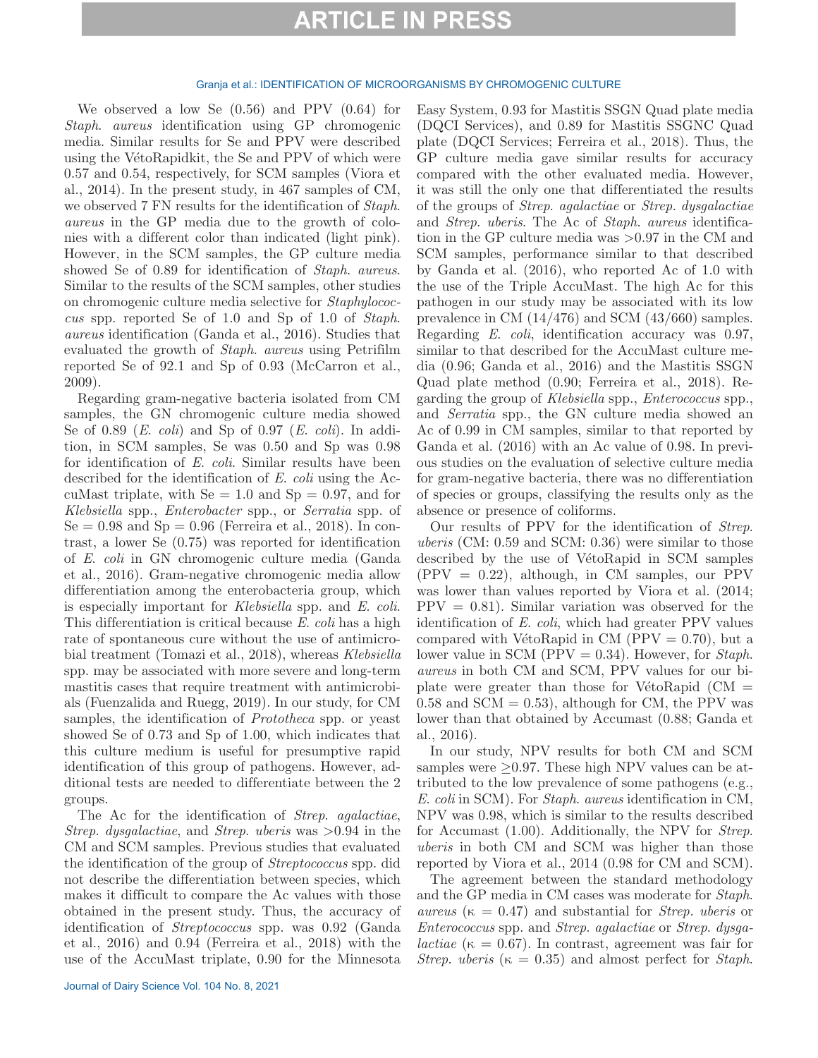We observed a low Se (0.56) and PPV (0.64) for *Staph. aureus* identification using GP chromogenic media. Similar results for Se and PPV were described using the VétoRapidkit, the Se and PPV of which were 0.57 and 0.54, respectively, for SCM samples (Viora et al., 2014). In the present study, in 467 samples of CM, we observed 7 FN results for the identification of *Staph. aureus* in the GP media due to the growth of colonies with a different color than indicated (light pink). However, in the SCM samples, the GP culture media showed Se of 0.89 for identification of *Staph. aureus*. Similar to the results of the SCM samples, other studies on chromogenic culture media selective for *Staphylococcus* spp. reported Se of 1.0 and Sp of 1.0 of *Staph. aureus* identification (Ganda et al., 2016). Studies that evaluated the growth of *Staph. aureus* using Petrifilm reported Se of 92.1 and Sp of 0.93 (McCarron et al., 2009).

Regarding gram-negative bacteria isolated from CM samples, the GN chromogenic culture media showed Se of 0.89 (*E. coli*) and Sp of 0.97 (*E. coli*). In addition, in SCM samples, Se was 0.50 and Sp was 0.98 for identification of *E. coli*. Similar results have been described for the identification of *E. coli* using the AccuMast triplate, with Se = 1.0 and Sp = 0.97, and for *Klebsiella* spp., *Enterobacter* spp., or *Serratia* spp. of Se = 0.98 and Sp = 0.96 (Ferreira et al., 2018). In contrast, a lower Se (0.75) was reported for identification of *E. coli* in GN chromogenic culture media (Ganda et al., 2016). Gram-negative chromogenic media allow differentiation among the enterobacteria group, which is especially important for *Klebsiella* spp. and *E. coli*. This differentiation is critical because *E. coli* has a high rate of spontaneous cure without the use of antimicrobial treatment (Tomazi et al., 2018), whereas *Klebsiella* spp. may be associated with more severe and long-term mastitis cases that require treatment with antimicrobials (Fuenzalida and Ruegg, 2019). In our study, for CM samples, the identification of *Prototheca* spp. or yeast showed Se of 0.73 and Sp of 1.00, which indicates that this culture medium is useful for presumptive rapid identification of this group of pathogens. However, additional tests are needed to differentiate between the 2 groups.

The Ac for the identification of *Strep. agalactiae*, *Strep. dysgalactiae*, and *Strep. uberis* was >0.94 in the CM and SCM samples. Previous studies that evaluated the identification of the group of *Streptococcus* spp. did not describe the differentiation between species, which makes it difficult to compare the Ac values with those obtained in the present study. Thus, the accuracy of identification of *Streptococcus* spp. was 0.92 (Ganda et al., 2016) and 0.94 (Ferreira et al., 2018) with the use of the AccuMast triplate, 0.90 for the Minnesota Easy System, 0.93 for Mastitis SSGN Quad plate media (DQCI Services), and 0.89 for Mastitis SSGNC Quad plate (DQCI Services; Ferreira et al., 2018). Thus, the GP culture media gave similar results for accuracy compared with the other evaluated media. However, it was still the only one that differentiated the results of the groups of *Strep. agalactiae* or *Strep. dysgalactiae* and *Strep. uberis*. The Ac of *Staph. aureus* identification in the GP culture media was >0.97 in the CM and SCM samples, performance similar to that described by Ganda et al. (2016), who reported Ac of 1.0 with the use of the Triple AccuMast. The high Ac for this pathogen in our study may be associated with its low prevalence in CM (14/476) and SCM (43/660) samples. Regarding *E. coli*, identification accuracy was 0.97, similar to that described for the AccuMast culture media (0.96; Ganda et al., 2016) and the Mastitis SSGN Quad plate method (0.90; Ferreira et al., 2018). Regarding the group of *Klebsiella* spp., *Enterococcus* spp., and *Serratia* spp., the GN culture media showed an Ac of 0.99 in CM samples, similar to that reported by Ganda et al. (2016) with an Ac value of 0.98. In previous studies on the evaluation of selective culture media for gram-negative bacteria, there was no differentiation of species or groups, classifying the results only as the absence or presence of coliforms.

Our results of PPV for the identification of *Strep. uberis* (CM: 0.59 and SCM: 0.36) were similar to those described by the use of VétoRapid in SCM samples (PPV = 0.22), although, in CM samples, our PPV was lower than values reported by Viora et al. (2014; PPV = 0.81). Similar variation was observed for the identification of *E. coli*, which had greater PPV values compared with VétoRapid in CM (PPV = 0.70), but a lower value in SCM (PPV = 0.34). However, for *Staph. aureus* in both CM and SCM, PPV values for our biplate were greater than those for VétoRapid (CM = 0.58 and SCM = 0.53), although for CM, the PPV was lower than that obtained by Accumast (0.88; Ganda et al., 2016).

In our study, NPV results for both CM and SCM samples were ≥0.97. These high NPV values can be attributed to the low prevalence of some pathogens (e.g., *E. coli* in SCM). For *Staph. aureus* identification in CM, NPV was 0.98, which is similar to the results described for Accumast (1.00). Additionally, the NPV for *Strep. uberis* in both CM and SCM was higher than those reported by Viora et al., 2014 (0.98 for CM and SCM).

The agreement between the standard methodology and the GP media in CM cases was moderate for *Staph. aureus* (κ = 0.47) and substantial for *Strep. uberis* or *Enterococcus* spp. and *Strep. agalactiae* or *Strep. dysgalactiae* (κ = 0.67). In contrast, agreement was fair for *Strep. uberis* (κ = 0.35) and almost perfect for *Staph.*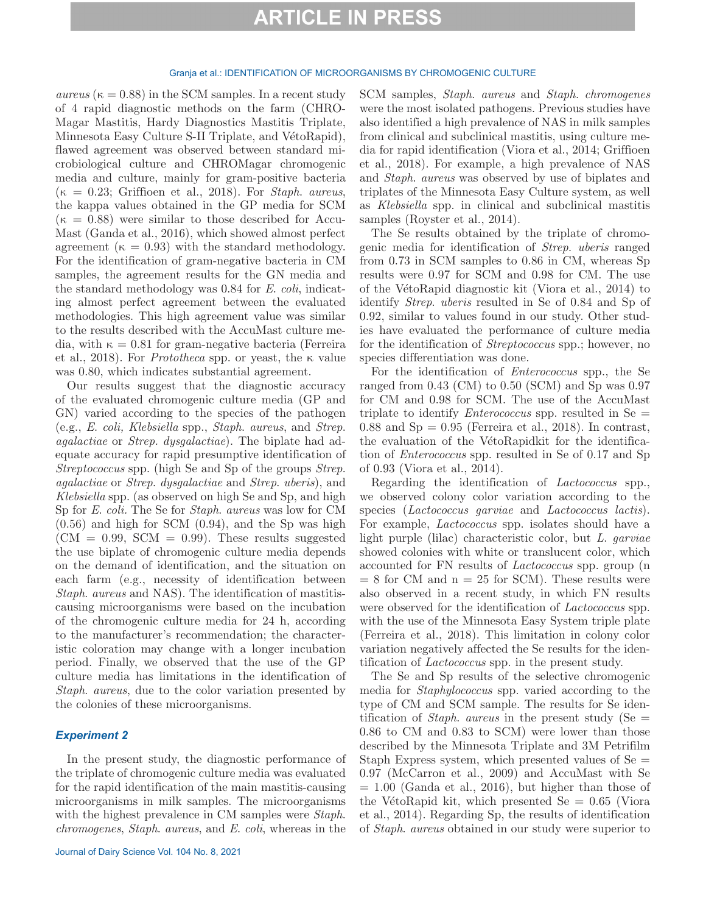*aureus* (κ = 0.88) in the SCM samples. In a recent study of 4 rapid diagnostic methods on the farm (CHROMagar Mastitis, Hardy Diagnostics Mastitis Triplate, Minnesota Easy Culture S-II Triplate, and VétoRapid), flawed agreement was observed between standard microbiological culture and CHROMagar chromogenic media and culture, mainly for gram-positive bacteria (κ = 0.23; Griffioen et al., 2018). For *Staph. aureus*, the kappa values obtained in the GP media for SCM (κ = 0.88) were similar to those described for AccuMast (Ganda et al., 2016), which showed almost perfect agreement (κ = 0.93) with the standard methodology. For the identification of gram-negative bacteria in CM samples, the agreement results for the GN media and the standard methodology was 0.84 for *E. coli*, indicating almost perfect agreement between the evaluated methodologies. This high agreement value was similar to the results described with the AccuMast culture media, with κ = 0.81 for gram-negative bacteria (Ferreira et al., 2018). For *Prototheca* spp. or yeast, the κ value was 0.80, which indicates substantial agreement.

Our results suggest that the diagnostic accuracy of the evaluated chromogenic culture media (GP and GN) varied according to the species of the pathogen (e.g., *E. coli, Klebsiella* spp., *Staph. aureus*, and *Strep. agalactiae* or *Strep. dysgalactiae*). The biplate had adequate accuracy for rapid presumptive identification of *Streptococcus* spp. (high Se and Sp of the groups *Strep. agalactiae* or *Strep. dysgalactiae* and *Strep. uberis*), and *Klebsiella* spp. (as observed on high Se and Sp, and high Sp for *E. coli*. The Se for *Staph. aureus* was low for CM (0.56) and high for SCM (0.94), and the Sp was high (CM = 0.99, SCM = 0.99). These results suggested the use biplate of chromogenic culture media depends on the demand of identification, and the situation on each farm (e.g., necessity of identification between *Staph. aureus* and NAS). The identification of mastitis-causing microorganisms were based on the incubation of the chromogenic culture media for 24 h, according to the manufacturer's recommendation; the characteristic coloration may change with a longer incubation period. Finally, we observed that the use of the GP culture media has limitations in the identification of *Staph. aureus*, due to the color variation presented by the colonies of these microorganisms.

### *Experiment 2*

In the present study, the diagnostic performance of the triplate of chromogenic culture media was evaluated for the rapid identification of the main mastitis-causing microorganisms in milk samples. The microorganisms with the highest prevalence in CM samples were *Staph. chromogenes*, *Staph. aureus*, and *E. coli*, whereas in the SCM samples, *Staph. aureus* and *Staph. chromogenes* were the most isolated pathogens. Previous studies have also identified a high prevalence of NAS in milk samples from clinical and subclinical mastitis, using culture media for rapid identification (Viora et al., 2014; Griffioen et al., 2018). For example, a high prevalence of NAS and *Staph. aureus* was observed by use of biplates and triplates of the Minnesota Easy Culture system, as well as *Klebsiella* spp. in clinical and subclinical mastitis samples (Royster et al., 2014).

The Se results obtained by the triplate of chromogenic media for identification of *Strep. uberis* ranged from 0.73 in SCM samples to 0.86 in CM, whereas Sp results were 0.97 for SCM and 0.98 for CM. The use of the VétoRapid diagnostic kit (Viora et al., 2014) to identify *Strep. uberis* resulted in Se of 0.84 and Sp of 0.92, similar to values found in our study. Other studies have evaluated the performance of culture media for the identification of *Streptococcus* spp.; however, no species differentiation was done.

For the identification of *Enterococcus* spp., the Se ranged from 0.43 (CM) to 0.50 (SCM) and Sp was 0.97 for CM and 0.98 for SCM. The use of the AccuMast triplate to identify *Enterococcus* spp. resulted in Se = 0.88 and Sp = 0.95 (Ferreira et al., 2018). In contrast, the evaluation of the VétoRapidkit for the identification of *Enterococcus* spp. resulted in Se of 0.17 and Sp of 0.93 (Viora et al., 2014).

Regarding the identification of *Lactococcus* spp., we observed colony color variation according to the species (*Lactococcus garviae* and *Lactococcus lactis*). For example, *Lactococcus* spp. isolates should have a light purple (lilac) characteristic color, but *L. garviae* showed colonies with white or translucent color, which accounted for FN results of *Lactococcus* spp. group (n = 8 for CM and n = 25 for SCM). These results were also observed in a recent study, in which FN results were observed for the identification of *Lactococcus* spp. with the use of the Minnesota Easy System triple plate (Ferreira et al., 2018). This limitation in colony color variation negatively affected the Se results for the identification of *Lactococcus* spp. in the present study.

The Se and Sp results of the selective chromogenic media for *Staphylococcus* spp. varied according to the type of CM and SCM sample. The results for Se identification of *Staph. aureus* in the present study (Se = 0.86 to CM and 0.83 to SCM) were lower than those described by the Minnesota Triplate and 3M Petrifilm Staph Express system, which presented values of Se = 0.97 (McCarron et al., 2009) and AccuMast with Se = 1.00 (Ganda et al., 2016), but higher than those of the VétoRapid kit, which presented Se = 0.65 (Viora et al., 2014). Regarding Sp, the results of identification of *Staph. aureus* obtained in our study were superior to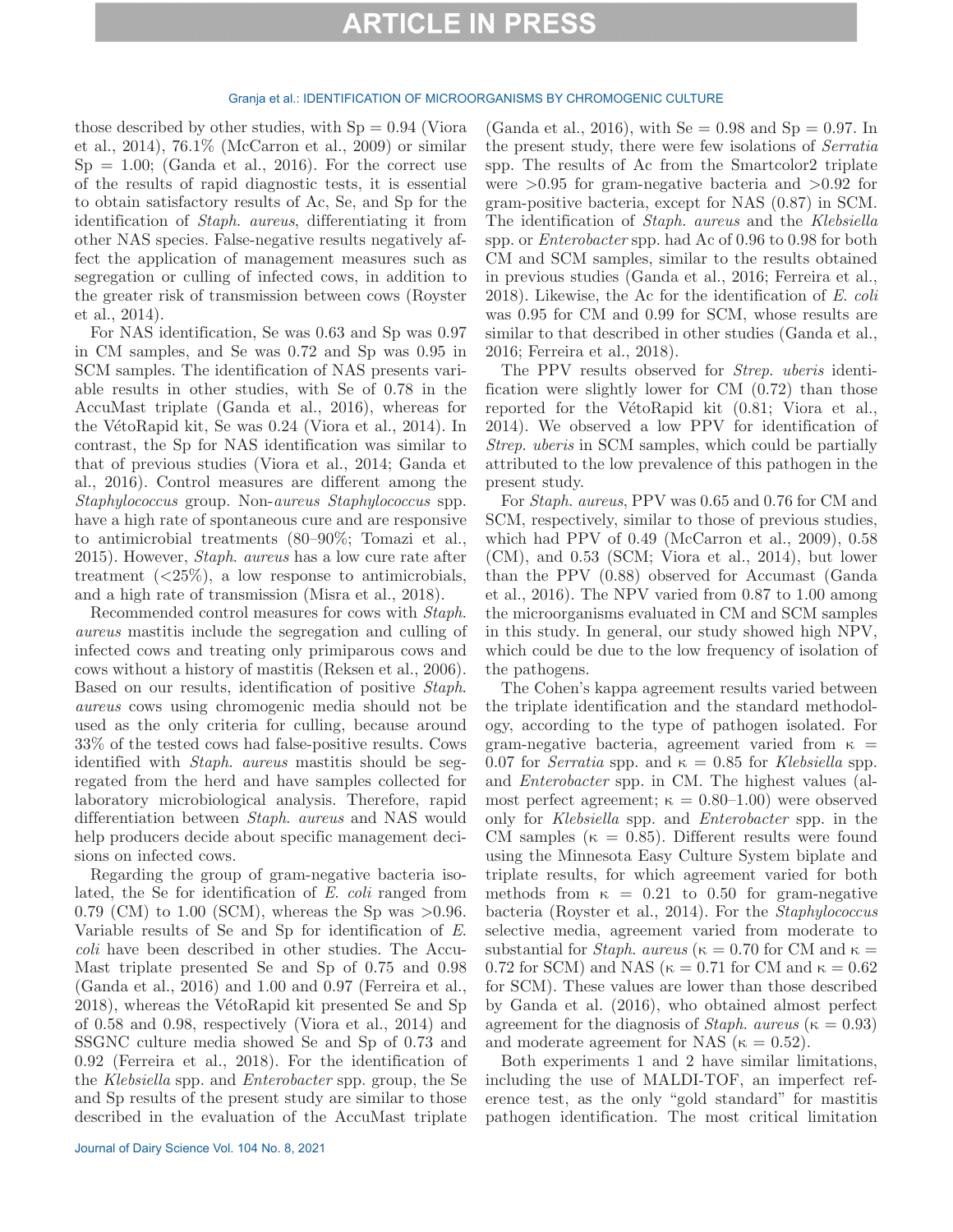those described by other studies, with Sp = 0.94 (Viora et al., 2014), 76.1% (McCarron et al., 2009) or similar Sp = 1.00; (Ganda et al., 2016). For the correct use of the results of rapid diagnostic tests, it is essential to obtain satisfactory results of Ac, Se, and Sp for the identification of *Staph. aureus*, differentiating it from other NAS species. False-negative results negatively affect the application of management measures such as segregation or culling of infected cows, in addition to the greater risk of transmission between cows (Royster et al., 2014).

For NAS identification, Se was 0.63 and Sp was 0.97 in CM samples, and Se was 0.72 and Sp was 0.95 in SCM samples. The identification of NAS presents variable results in other studies, with Se of 0.78 in the AccuMast triplate (Ganda et al., 2016), whereas for the VétoRapid kit, Se was 0.24 (Viora et al., 2014). In contrast, the Sp for NAS identification was similar to that of previous studies (Viora et al., 2014; Ganda et al., 2016). Control measures are different among the *Staphylococcus* group. Non-*aureus Staphylococcus* spp. have a high rate of spontaneous cure and are responsive to antimicrobial treatments (80–90%; Tomazi et al., 2015). However, *Staph. aureus* has a low cure rate after treatment (<25%), a low response to antimicrobials, and a high rate of transmission (Misra et al., 2018).

Recommended control measures for cows with *Staph. aureus* mastitis include the segregation and culling of infected cows and treating only primiparous cows and cows without a history of mastitis (Reksen et al., 2006). Based on our results, identification of positive *Staph. aureus* cows using chromogenic media should not be used as the only criteria for culling, because around 33% of the tested cows had false-positive results. Cows identified with *Staph. aureus* mastitis should be segregated from the herd and have samples collected for laboratory microbiological analysis. Therefore, rapid differentiation between *Staph. aureus* and NAS would help producers decide about specific management decisions on infected cows.

Regarding the group of gram-negative bacteria isolated, the Se for identification of *E. coli* ranged from 0.79 (CM) to 1.00 (SCM), whereas the Sp was >0.96. Variable results of Se and Sp for identification of *E. coli* have been described in other studies. The AccuMast triplate presented Se and Sp of 0.75 and 0.98 (Ganda et al., 2016) and 1.00 and 0.97 (Ferreira et al., 2018), whereas the VétoRapid kit presented Se and Sp of 0.58 and 0.98, respectively (Viora et al., 2014) and SSGNC culture media showed Se and Sp of 0.73 and 0.92 (Ferreira et al., 2018). For the identification of the *Klebsiella* spp. and *Enterobacter* spp. group, the Se and Sp results of the present study are similar to those described in the evaluation of the AccuMast triplate (Ganda et al., 2016), with Se = 0.98 and Sp = 0.97. In the present study, there were few isolations of *Serratia* spp. The results of Ac from the Smartcolor2 triplate were >0.95 for gram-negative bacteria and >0.92 for gram-positive bacteria, except for NAS (0.87) in SCM. The identification of *Staph. aureus* and the *Klebsiella* spp. or *Enterobacter* spp. had Ac of 0.96 to 0.98 for both CM and SCM samples, similar to the results obtained in previous studies (Ganda et al., 2016; Ferreira et al., 2018). Likewise, the Ac for the identification of *E. coli* was 0.95 for CM and 0.99 for SCM, whose results are similar to that described in other studies (Ganda et al., 2016; Ferreira et al., 2018).

The PPV results observed for *Strep. uberis* identification were slightly lower for CM (0.72) than those reported for the VétoRapid kit (0.81; Viora et al., 2014). We observed a low PPV for identification of *Strep. uberis* in SCM samples, which could be partially attributed to the low prevalence of this pathogen in the present study.

For *Staph. aureus*, PPV was 0.65 and 0.76 for CM and SCM, respectively, similar to those of previous studies, which had PPV of 0.49 (McCarron et al., 2009), 0.58 (CM), and 0.53 (SCM; Viora et al., 2014), but lower than the PPV (0.88) observed for Accumast (Ganda et al., 2016). The NPV varied from 0.87 to 1.00 among the microorganisms evaluated in CM and SCM samples in this study. In general, our study showed high NPV, which could be due to the low frequency of isolation of the pathogens.

The Cohen's kappa agreement results varied between the triplate identification and the standard methodology, according to the type of pathogen isolated. For gram-negative bacteria, agreement varied from $\kappa$ = 0.07 for *Serratia* spp. and $\kappa$ = 0.85 for *Klebsiella* spp. and *Enterobacter* spp. in CM. The highest values (almost perfect agreement; $\kappa$ = 0.80–1.00) were observed only for *Klebsiella* spp. and *Enterobacter* spp. in the CM samples ($\kappa$ = 0.85). Different results were found using the Minnesota Easy Culture System biplate and triplate results, for which agreement varied for both methods from $\kappa$ = 0.21 to 0.50 for gram-negative bacteria (Royster et al., 2014). For the *Staphylococcus* selective media, agreement varied from moderate to substantial for *Staph. aureus* ($\kappa$ = 0.70 for CM and $\kappa$ = 0.72 for SCM) and NAS ($\kappa$ = 0.71 for CM and $\kappa$ = 0.62 for SCM). These values are lower than those described by Ganda et al. (2016), who obtained almost perfect agreement for the diagnosis of *Staph. aureus* ($\kappa$ = 0.93) and moderate agreement for NAS ($\kappa$ = 0.52).

Both experiments 1 and 2 have similar limitations, including the use of MALDI-TOF, an imperfect reference test, as the only "gold standard" for mastitis pathogen identification. The most critical limitation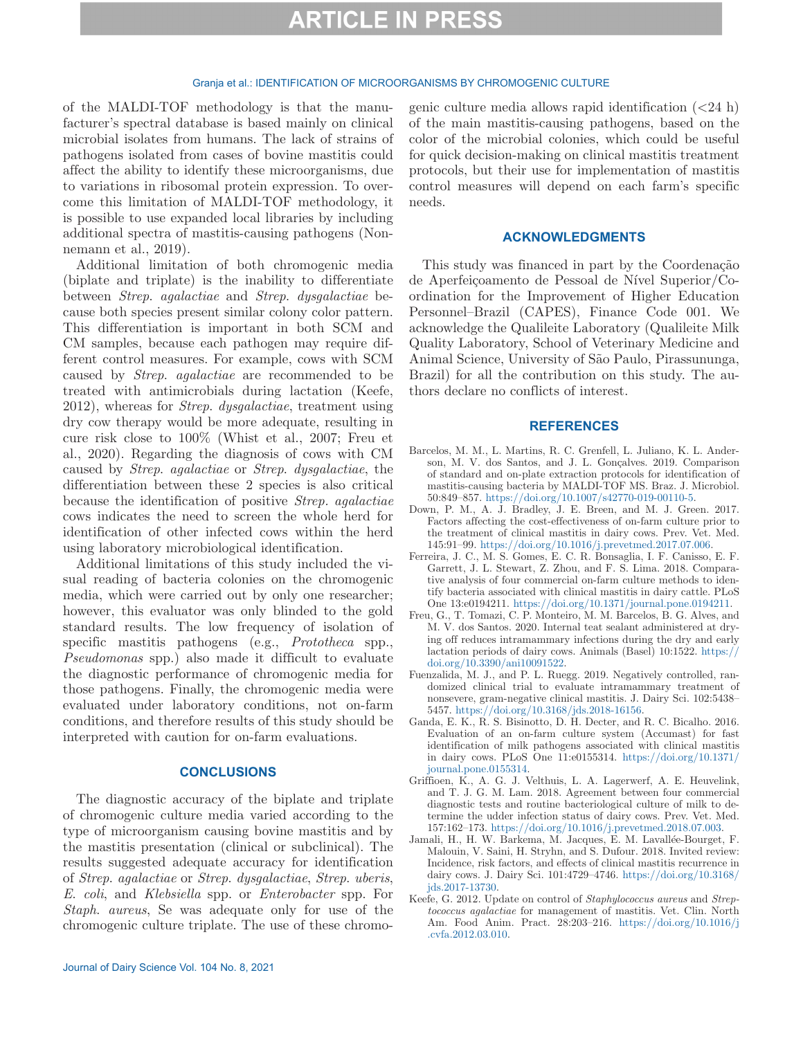of the MALDI-TOF methodology is that the manufacturer's spectral database is based mainly on clinical microbial isolates from humans. The lack of strains of pathogens isolated from cases of bovine mastitis could affect the ability to identify these microorganisms, due to variations in ribosomal protein expression. To overcome this limitation of MALDI-TOF methodology, it is possible to use expanded local libraries by including additional spectra of mastitis-causing pathogens (Nonnemann et al., 2019).

Additional limitation of both chromogenic media (biplate and triplate) is the inability to differentiate between *Strep. agalactiae* and *Strep. dysgalactiae* because both species present similar colony color pattern. This differentiation is important in both SCM and CM samples, because each pathogen may require different control measures. For example, cows with SCM caused by *Strep. agalactiae* are recommended to be treated with antimicrobials during lactation (Keefe, 2012), whereas for *Strep. dysgalactiae*, treatment using dry cow therapy would be more adequate, resulting in cure risk close to 100% (Whist et al., 2007; Freu et al., 2020). Regarding the diagnosis of cows with CM caused by *Strep. agalactiae* or *Strep. dysgalactiae*, the differentiation between these 2 species is also critical because the identification of positive *Strep. agalactiae* cows indicates the need to screen the whole herd for identification of other infected cows within the herd using laboratory microbiological identification.

Additional limitations of this study included the visual reading of bacteria colonies on the chromogenic media, which were carried out by only one researcher; however, this evaluator was only blinded to the gold standard results. The low frequency of isolation of specific mastitis pathogens (e.g., *Prototheca* spp., *Pseudomonas* spp.) also made it difficult to evaluate the diagnostic performance of chromogenic media for those pathogens. Finally, the chromogenic media were evaluated under laboratory conditions, not on-farm conditions, and therefore results of this study should be interpreted with caution for on-farm evaluations.

## CONCLUSIONS

The diagnostic accuracy of the biplate and triplate of chromogenic culture media varied according to the type of microorganism causing bovine mastitis and by the mastitis presentation (clinical or subclinical). The results suggested adequate accuracy for identification of *Strep. agalactiae* or *Strep. dysgalactiae*, *Strep. uberis*, *E. coli*, and *Klebsiella* spp. or *Enterobacter* spp. For *Staph. aureus*, Se was adequate only for use of the chromogenic culture triplate. The use of these chromogenic culture media allows rapid identification (<24 h) of the main mastitis-causing pathogens, based on the color of the microbial colonies, which could be useful for quick decision-making on clinical mastitis treatment protocols, but their use for implementation of mastitis control measures will depend on each farm's specific needs.

## ACKNOWLEDGMENTS

This study was financed in part by the Coordenação de Aperfeiçoamento de Pessoal de Nível Superior/Coordination for the Improvement of Higher Education Personnel–Brazil (CAPES), Finance Code 001. We acknowledge the Qualileite Laboratory (Qualileite Milk Quality Laboratory, School of Veterinary Medicine and Animal Science, University of São Paulo, Pirassununga, Brazil) for all the contribution on this study. The authors declare no conflicts of interest.

## REFERENCES

Barcelos, M. M., L. Martins, R. C. Grenfell, L. Juliano, K. L. Anderson, M. V. dos Santos, and J. L. Gonçalves. 2019. Comparison of standard and on-plate extraction protocols for identification of mastitis-causing bacteria by MALDI-TOF MS. Braz. J. Microbiol. 50:849–857. https://doi.org/10.1007/s42770-019-00110-5.

Down, P. M., A. J. Bradley, J. E. Breen, and M. J. Green. 2017. Factors affecting the cost-effectiveness of on-farm culture prior to the treatment of clinical mastitis in dairy cows. Prev. Vet. Med. 145:91–99. https://doi.org/10.1016/j.prevetmed.2017.07.006.

Ferreira, J. C., M. S. Gomes, E. C. R. Bonsaglia, I. F. Canisso, E. F. Garrett, J. L. Stewart, Z. Zhou, and F. S. Lima. 2018. Comparative analysis of four commercial on-farm culture methods to identify bacteria associated with clinical mastitis in dairy cattle. PLoS One 13:e0194211. https://doi.org/10.1371/journal.pone.0194211.

Freu, G., T. Tomazi, C. P. Monteiro, M. M. Barcelos, B. G. Alves, and M. V. dos Santos. 2020. Internal teat sealant administered at drying off reduces intramammary infections during the dry and early lactation periods of dairy cows. Animals (Basel) 10:1522. https://doi.org/10.3390/ani10091522.

Fuenzalida, M. J., and P. L. Ruegg. 2019. Negatively controlled, randomized clinical trial to evaluate intramammary treatment of nonsevere, gram-negative clinical mastitis. J. Dairy Sci. 102:5438–5457. https://doi.org/10.3168/jds.2018-16156.

Ganda, E. K., R. S. Bisinotto, D. H. Decter, and R. C. Bicalho. 2016. Evaluation of an on-farm culture system (Accumast) for fast identification of milk pathogens associated with clinical mastitis in dairy cows. PLoS One 11:e0155314. https://doi.org/10.1371/journal.pone.0155314.

Griffioen, K., A. G. J. Velthuis, L. A. Lagerwerf, A. E. Heuvelink, and T. J. G. M. Lam. 2018. Agreement between four commercial diagnostic tests and routine bacteriological culture of milk to determine the udder infection status of dairy cows. Prev. Vet. Med. 157:162–173. https://doi.org/10.1016/j.prevetmed.2018.07.003.

Jamali, H., H. W. Barkema, M. Jacques, E. M. Lavallée-Bourget, F. Malouin, V. Saini, H. Stryhn, and S. Dufour. 2018. Invited review: Incidence, risk factors, and effects of clinical mastitis recurrence in dairy cows. J. Dairy Sci. 101:4729–4746. https://doi.org/10.3168/jds.2017-13730.

Keefe, G. 2012. Update on control of *Staphylococcus aureus* and *Streptococcus agalactiae* for management of mastitis. Vet. Clin. North Am. Food Anim. Pract. 28:203–216. https://doi.org/10.1016/j.cvfa.2012.03.010.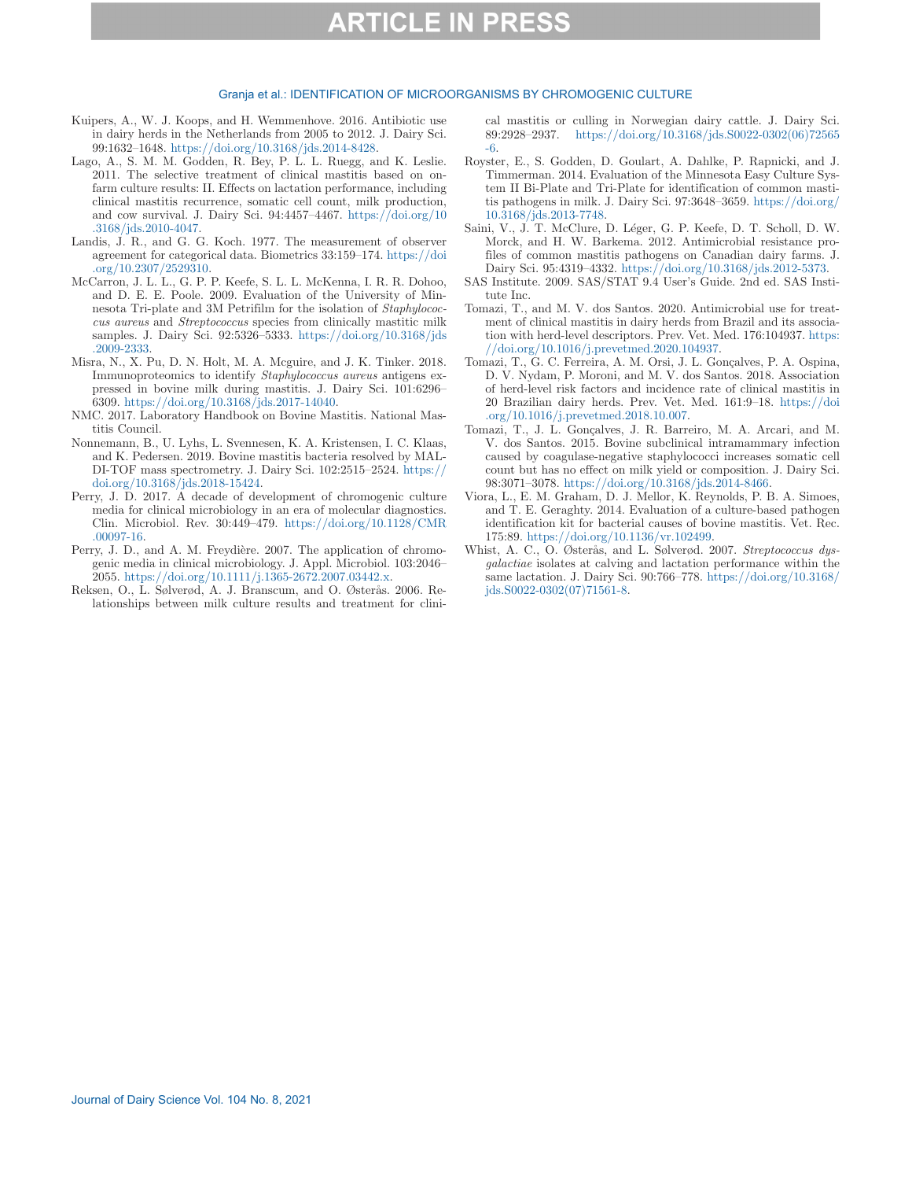Kuipers, A., W. J. Koops, and H. Wemmenhove. 2016. Antibiotic use in dairy herds in the Netherlands from 2005 to 2012. J. Dairy Sci. 99:1632–1648. https://doi.org/10.3168/jds.2014-8428.

Lago, A., S. M. M. Godden, R. Bey, P. L. L. Ruegg, and K. Leslie. 2011. The selective treatment of clinical mastitis based on on-farm culture results: II. Effects on lactation performance, including clinical mastitis recurrence, somatic cell count, milk production, and cow survival. J. Dairy Sci. 94:4457–4467. https://doi.org/10.3168/jds.2010-4047.

Landis, J. R., and G. G. Koch. 1977. The measurement of observer agreement for categorical data. Biometrics 33:159–174. https://doi.org/10.2307/2529310.

McCarron, J. L. L., G. P. P. Keefe, S. L. L. McKenna, I. R. R. Dohoo, and D. E. E. Poole. 2009. Evaluation of the University of Minnesota Tri-plate and 3M Petrifilm for the isolation of *Staphylococcus aureus* and *Streptococcus* species from clinically mastitic milk samples. J. Dairy Sci. 92:5326–5333. https://doi.org/10.3168/jds.2009-2333.

Misra, N., X. Pu, D. N. Holt, M. A. Mcguire, and J. K. Tinker. 2018. Immunoproteomics to identify *Staphylococcus aureus* antigens expressed in bovine milk during mastitis. J. Dairy Sci. 101:6296–6309. https://doi.org/10.3168/jds.2017-14040.

NMC. 2017. Laboratory Handbook on Bovine Mastitis. National Mastitis Council.

Nonnemann, B., U. Lyhs, L. Svennesen, K. A. Kristensen, I. C. Klaas, and K. Pedersen. 2019. Bovine mastitis bacteria resolved by MALDI-TOF mass spectrometry. J. Dairy Sci. 102:2515–2524. https://doi.org/10.3168/jds.2018-15424.

Perry, J. D. 2017. A decade of development of chromogenic culture media for clinical microbiology in an era of molecular diagnostics. Clin. Microbiol. Rev. 30:449–479. https://doi.org/10.1128/CMR.00097-16.

Perry, J. D., and A. M. Freydière. 2007. The application of chromogenic media in clinical microbiology. J. Appl. Microbiol. 103:2046–2055. https://doi.org/10.1111/j.1365-2672.2007.03442.x.

Reksen, O., L. Sølverød, A. J. Branscum, and O. Østerås. 2006. Relationships between milk culture results and treatment for clinical mastitis or culling in Norwegian dairy cattle. J. Dairy Sci. 89:2928–2937. https://doi.org/10.3168/jds.S0022-0302(06)72565-6.

Royster, E., S. Godden, D. Goulart, A. Dahlke, P. Rapnicki, and J. Timmerman. 2014. Evaluation of the Minnesota Easy Culture System II Bi-Plate and Tri-Plate for identification of common mastitis pathogens in milk. J. Dairy Sci. 97:3648–3659. https://doi.org/10.3168/jds.2013-7748.

Saini, V., J. T. McClure, D. Léger, G. P. Keefe, D. T. Scholl, D. W. Morck, and H. W. Barkema. 2012. Antimicrobial resistance profiles of common mastitis pathogens on Canadian dairy farms. J. Dairy Sci. 95:4319–4332. https://doi.org/10.3168/jds.2012-5373.

SAS Institute. 2009. SAS/STAT 9.4 User's Guide. 2nd ed. SAS Institute Inc.

Tomazi, T., and M. V. dos Santos. 2020. Antimicrobial use for treatment of clinical mastitis in dairy herds from Brazil and its association with herd-level descriptors. Prev. Vet. Med. 176:104937. https://doi.org/10.1016/j.prevetmed.2020.104937.

Tomazi, T., G. C. Ferreira, A. M. Orsi, J. L. Gonçalves, P. A. Ospina, D. V. Nydam, P. Moroni, and M. V. dos Santos. 2018. Association of herd-level risk factors and incidence rate of clinical mastitis in 20 Brazilian dairy herds. Prev. Vet. Med. 161:9–18. https://doi.org/10.1016/j.prevetmed.2018.10.007.

Tomazi, T., J. L. Gonçalves, J. R. Barreiro, M. A. Arcari, and M. V. dos Santos. 2015. Bovine subclinical intramammary infection caused by coagulase-negative staphylococci increases somatic cell count but has no effect on milk yield or composition. J. Dairy Sci. 98:3071–3078. https://doi.org/10.3168/jds.2014-8466.

Viora, L., E. M. Graham, D. J. Mellor, K. Reynolds, P. B. A. Simoes, and T. E. Geraghty. 2014. Evaluation of a culture-based pathogen identification kit for bacterial causes of bovine mastitis. Vet. Rec. 175:89. https://doi.org/10.1136/vr.102499.

Whist, A. C., O. Østerås, and L. Sølverød. 2007. *Streptococcus dysgalactiae* isolates at calving and lactation performance within the same lactation. J. Dairy Sci. 90:766–778. https://doi.org/10.3168/jds.S0022-0302(07)71561-8.